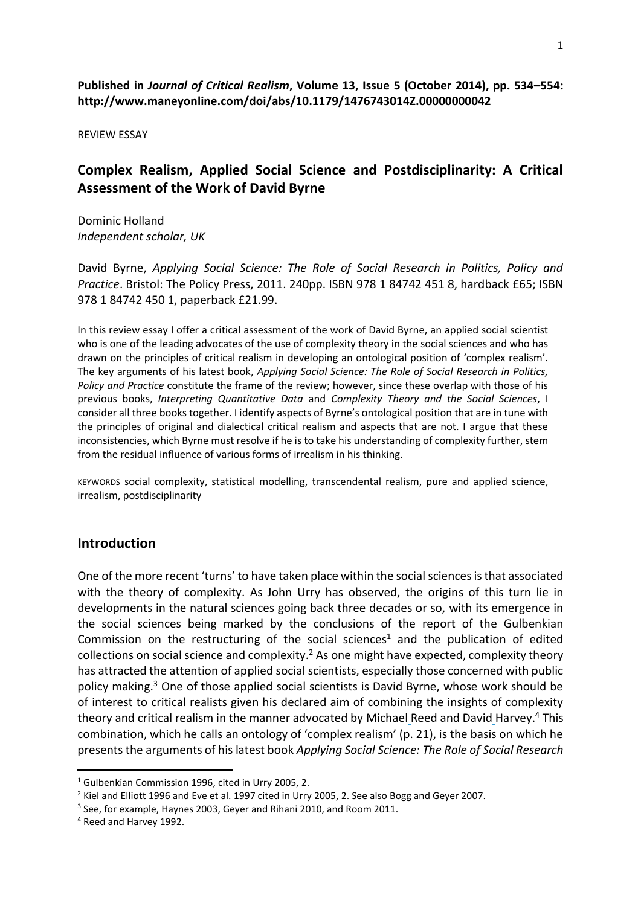**Published in *Journal of Critical Realism*, Volume 13, Issue 5 (October 2014), pp. 534–554: http://www.maneyonline.com/doi/abs/10.1179/1476743014Z.00000000042**

REVIEW ESSAY

# Complex Realism, Applied Social Science and Postdisciplinarity: A Critical Assessment of the Work of David Byrne

Dominic Holland
*Independent scholar, UK*

David Byrne, *Applying Social Science: The Role of Social Research in Politics, Policy and Practice*. Bristol: The Policy Press, 2011. 240pp. ISBN 978 1 84742 451 8, hardback £65; ISBN 978 1 84742 450 1, paperback £21.99.

In this review essay I offer a critical assessment of the work of David Byrne, an applied social scientist who is one of the leading advocates of the use of complexity theory in the social sciences and who has drawn on the principles of critical realism in developing an ontological position of 'complex realism'. The key arguments of his latest book, *Applying Social Science: The Role of Social Research in Politics, Policy and Practice* constitute the frame of the review; however, since these overlap with those of his previous books, *Interpreting Quantitative Data* and *Complexity Theory and the Social Sciences*, I consider all three books together. I identify aspects of Byrne's ontological position that are in tune with the principles of original and dialectical critical realism and aspects that are not. I argue that these inconsistencies, which Byrne must resolve if he is to take his understanding of complexity further, stem from the residual influence of various forms of irrealism in his thinking.

KEYWORDS social complexity, statistical modelling, transcendental realism, pure and applied science, irrealism, postdisciplinarity

## Introduction

One of the more recent 'turns' to have taken place within the social sciences is that associated with the theory of complexity. As John Urry has observed, the origins of this turn lie in developments in the natural sciences going back three decades or so, with its emergence in the social sciences being marked by the conclusions of the report of the Gulbenkian Commission on the restructuring of the social sciences[1] and the publication of edited collections on social science and complexity.[2] As one might have expected, complexity theory has attracted the attention of applied social scientists, especially those concerned with public policy making.[3] One of those applied social scientists is David Byrne, whose work should be of interest to critical realists given his declared aim of combining the insights of complexity theory and critical realism in the manner advocated by Michael Reed and David Harvey.[4] This combination, which he calls an ontology of 'complex realism' (p. 21), is the basis on which he presents the arguments of his latest book *Applying Social Science: The Role of Social Research*

[1] Gulbenkian Commission 1996, cited in Urry 2005, 2.

[2] Kiel and Elliott 1996 and Eve et al. 1997 cited in Urry 2005, 2. See also Bogg and Geyer 2007.

[3] See, for example, Haynes 2003, Geyer and Rihani 2010, and Room 2011.

[4] Reed and Harvey 1992.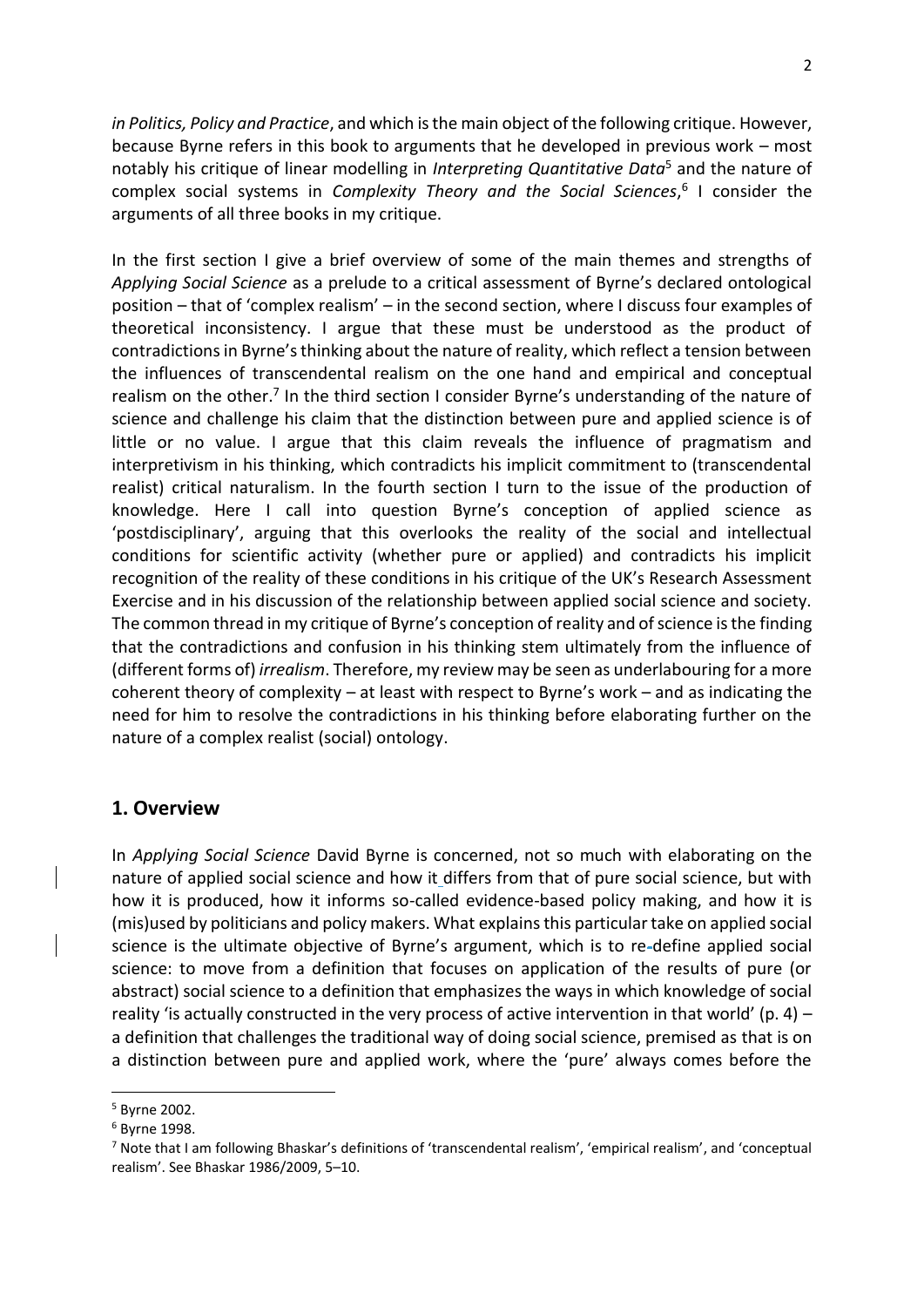*in Politics, Policy and Practice*, and which is the main object of the following critique. However, because Byrne refers in this book to arguments that he developed in previous work – most notably his critique of linear modelling in *Interpreting Quantitative Data*[5] and the nature of complex social systems in *Complexity Theory and the Social Sciences*,[6] I consider the arguments of all three books in my critique.

In the first section I give a brief overview of some of the main themes and strengths of *Applying Social Science* as a prelude to a critical assessment of Byrne's declared ontological position – that of 'complex realism' – in the second section, where I discuss four examples of theoretical inconsistency. I argue that these must be understood as the product of contradictions in Byrne's thinking about the nature of reality, which reflect a tension between the influences of transcendental realism on the one hand and empirical and conceptual realism on the other.[7] In the third section I consider Byrne's understanding of the nature of science and challenge his claim that the distinction between pure and applied science is of little or no value. I argue that this claim reveals the influence of pragmatism and interpretivism in his thinking, which contradicts his implicit commitment to (transcendental realist) critical naturalism. In the fourth section I turn to the issue of the production of knowledge. Here I call into question Byrne's conception of applied science as 'postdisciplinary', arguing that this overlooks the reality of the social and intellectual conditions for scientific activity (whether pure or applied) and contradicts his implicit recognition of the reality of these conditions in his critique of the UK's Research Assessment Exercise and in his discussion of the relationship between applied social science and society. The common thread in my critique of Byrne's conception of reality and of science is the finding that the contradictions and confusion in his thinking stem ultimately from the influence of (different forms of) *irrealism*. Therefore, my review may be seen as underlabouring for a more coherent theory of complexity – at least with respect to Byrne's work – and as indicating the need for him to resolve the contradictions in his thinking before elaborating further on the nature of a complex realist (social) ontology.

## 1. Overview

In *Applying Social Science* David Byrne is concerned, not so much with elaborating on the nature of applied social science and how it differs from that of pure social science, but with how it is produced, how it informs so-called evidence-based policy making, and how it is (mis)used by politicians and policy makers. What explains this particular take on applied social science is the ultimate objective of Byrne's argument, which is to re-define applied social science: to move from a definition that focuses on application of the results of pure (or abstract) social science to a definition that emphasizes the ways in which knowledge of social reality 'is actually constructed in the very process of active intervention in that world' (p. 4) – a definition that challenges the traditional way of doing social science, premised as that is on a distinction between pure and applied work, where the 'pure' always comes before the

[5] Byrne 2002.

[6] Byrne 1998.

[7] Note that I am following Bhaskar's definitions of 'transcendental realism', 'empirical realism', and 'conceptual realism'. See Bhaskar 1986/2009, 5–10.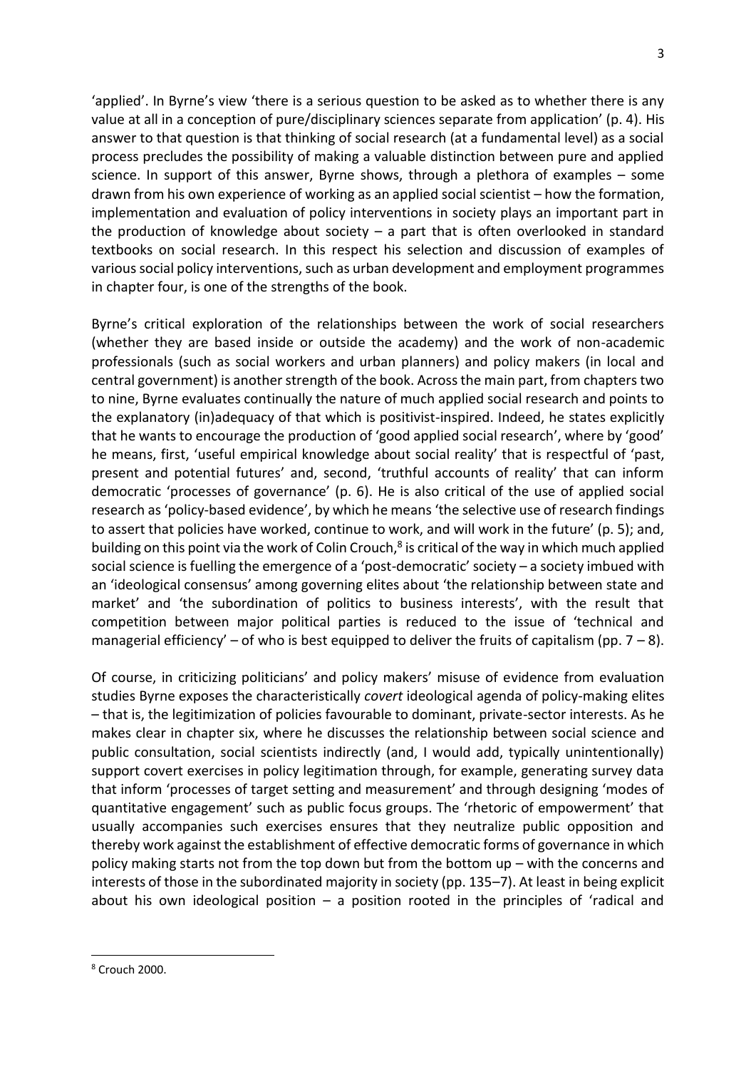'applied'. In Byrne's view 'there is a serious question to be asked as to whether there is any value at all in a conception of pure/disciplinary sciences separate from application' (p. 4). His answer to that question is that thinking of social research (at a fundamental level) as a social process precludes the possibility of making a valuable distinction between pure and applied science. In support of this answer, Byrne shows, through a plethora of examples – some drawn from his own experience of working as an applied social scientist – how the formation, implementation and evaluation of policy interventions in society plays an important part in the production of knowledge about society – a part that is often overlooked in standard textbooks on social research. In this respect his selection and discussion of examples of various social policy interventions, such as urban development and employment programmes in chapter four, is one of the strengths of the book.

Byrne's critical exploration of the relationships between the work of social researchers (whether they are based inside or outside the academy) and the work of non-academic professionals (such as social workers and urban planners) and policy makers (in local and central government) is another strength of the book. Across the main part, from chapters two to nine, Byrne evaluates continually the nature of much applied social research and points to the explanatory (in)adequacy of that which is positivist-inspired. Indeed, he states explicitly that he wants to encourage the production of 'good applied social research', where by 'good' he means, first, 'useful empirical knowledge about social reality' that is respectful of 'past, present and potential futures' and, second, 'truthful accounts of reality' that can inform democratic 'processes of governance' (p. 6). He is also critical of the use of applied social research as 'policy-based evidence', by which he means 'the selective use of research findings to assert that policies have worked, continue to work, and will work in the future' (p. 5); and, building on this point via the work of Colin Crouch,[8] is critical of the way in which much applied social science is fuelling the emergence of a 'post-democratic' society – a society imbued with an 'ideological consensus' among governing elites about 'the relationship between state and market' and 'the subordination of politics to business interests', with the result that competition between major political parties is reduced to the issue of 'technical and managerial efficiency' – of who is best equipped to deliver the fruits of capitalism (pp. 7 – 8).

Of course, in criticizing politicians' and policy makers' misuse of evidence from evaluation studies Byrne exposes the characteristically *covert* ideological agenda of policy-making elites – that is, the legitimization of policies favourable to dominant, private-sector interests. As he makes clear in chapter six, where he discusses the relationship between social science and public consultation, social scientists indirectly (and, I would add, typically unintentionally) support covert exercises in policy legitimation through, for example, generating survey data that inform 'processes of target setting and measurement' and through designing 'modes of quantitative engagement' such as public focus groups. The 'rhetoric of empowerment' that usually accompanies such exercises ensures that they neutralize public opposition and thereby work against the establishment of effective democratic forms of governance in which policy making starts not from the top down but from the bottom up – with the concerns and interests of those in the subordinated majority in society (pp. 135–7). At least in being explicit about his own ideological position – a position rooted in the principles of 'radical and

[8] Crouch 2000.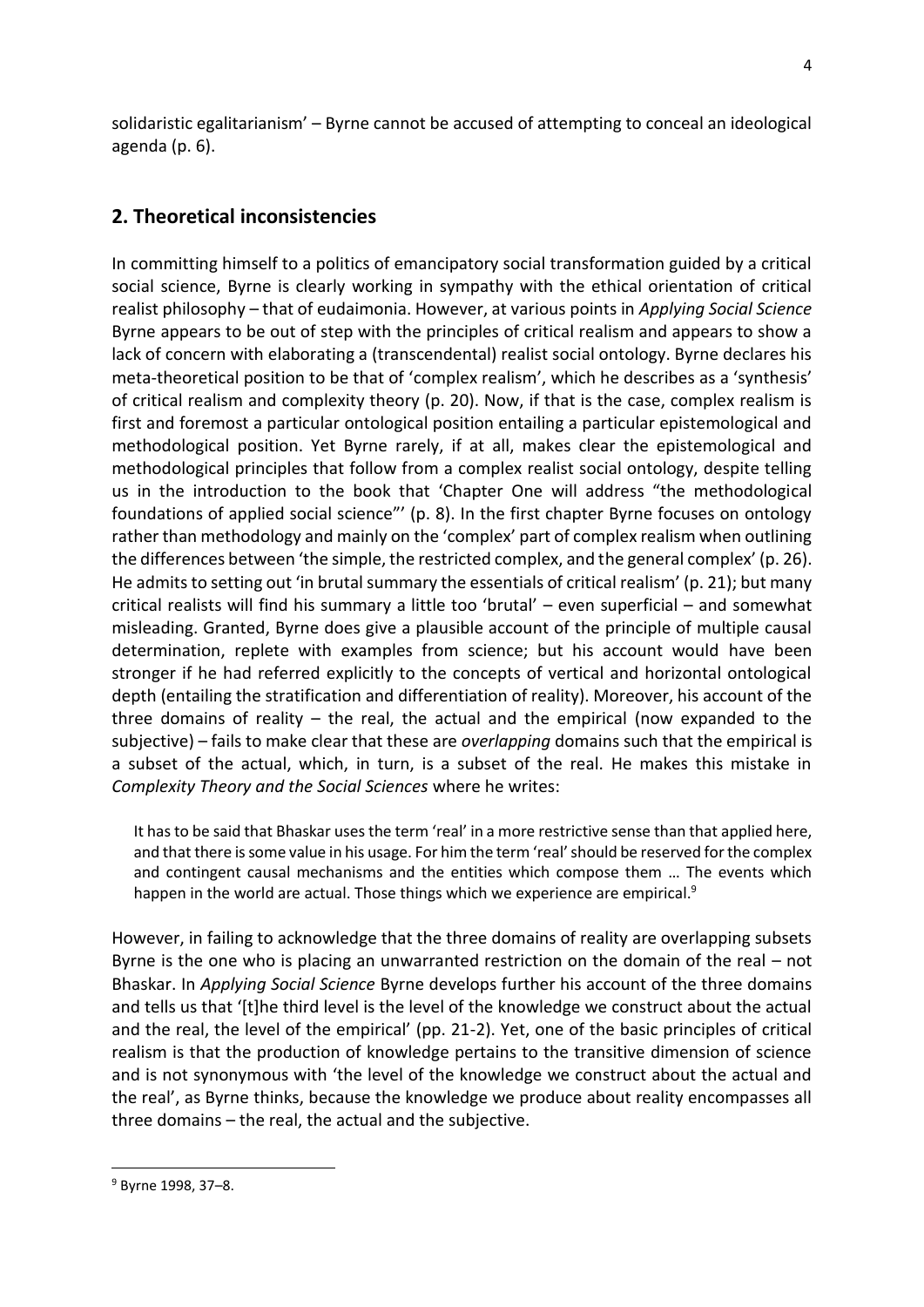solidaristic egalitarianism' – Byrne cannot be accused of attempting to conceal an ideological agenda (p. 6).

## 2. Theoretical inconsistencies

In committing himself to a politics of emancipatory social transformation guided by a critical social science, Byrne is clearly working in sympathy with the ethical orientation of critical realist philosophy – that of eudaimonia. However, at various points in *Applying Social Science* Byrne appears to be out of step with the principles of critical realism and appears to show a lack of concern with elaborating a (transcendental) realist social ontology. Byrne declares his meta-theoretical position to be that of 'complex realism', which he describes as a 'synthesis' of critical realism and complexity theory (p. 20). Now, if that is the case, complex realism is first and foremost a particular ontological position entailing a particular epistemological and methodological position. Yet Byrne rarely, if at all, makes clear the epistemological and methodological principles that follow from a complex realist social ontology, despite telling us in the introduction to the book that 'Chapter One will address "the methodological foundations of applied social science"' (p. 8). In the first chapter Byrne focuses on ontology rather than methodology and mainly on the 'complex' part of complex realism when outlining the differences between 'the simple, the restricted complex, and the general complex' (p. 26). He admits to setting out 'in brutal summary the essentials of critical realism' (p. 21); but many critical realists will find his summary a little too 'brutal' – even superficial – and somewhat misleading. Granted, Byrne does give a plausible account of the principle of multiple causal determination, replete with examples from science; but his account would have been stronger if he had referred explicitly to the concepts of vertical and horizontal ontological depth (entailing the stratification and differentiation of reality). Moreover, his account of the three domains of reality – the real, the actual and the empirical (now expanded to the subjective) – fails to make clear that these are *overlapping* domains such that the empirical is a subset of the actual, which, in turn, is a subset of the real. He makes this mistake in *Complexity Theory and the Social Sciences* where he writes:

> It has to be said that Bhaskar uses the term 'real' in a more restrictive sense than that applied here, and that there is some value in his usage. For him the term 'real' should be reserved for the complex and contingent causal mechanisms and the entities which compose them … The events which happen in the world are actual. Those things which we experience are empirical.[9]

However, in failing to acknowledge that the three domains of reality are overlapping subsets Byrne is the one who is placing an unwarranted restriction on the domain of the real – not Bhaskar. In *Applying Social Science* Byrne develops further his account of the three domains and tells us that '[t]he third level is the level of the knowledge we construct about the actual and the real, the level of the empirical' (pp. 21-2). Yet, one of the basic principles of critical realism is that the production of knowledge pertains to the transitive dimension of science and is not synonymous with 'the level of the knowledge we construct about the actual and the real', as Byrne thinks, because the knowledge we produce about reality encompasses all three domains – the real, the actual and the subjective.

---

[9] Byrne 1998, 37–8.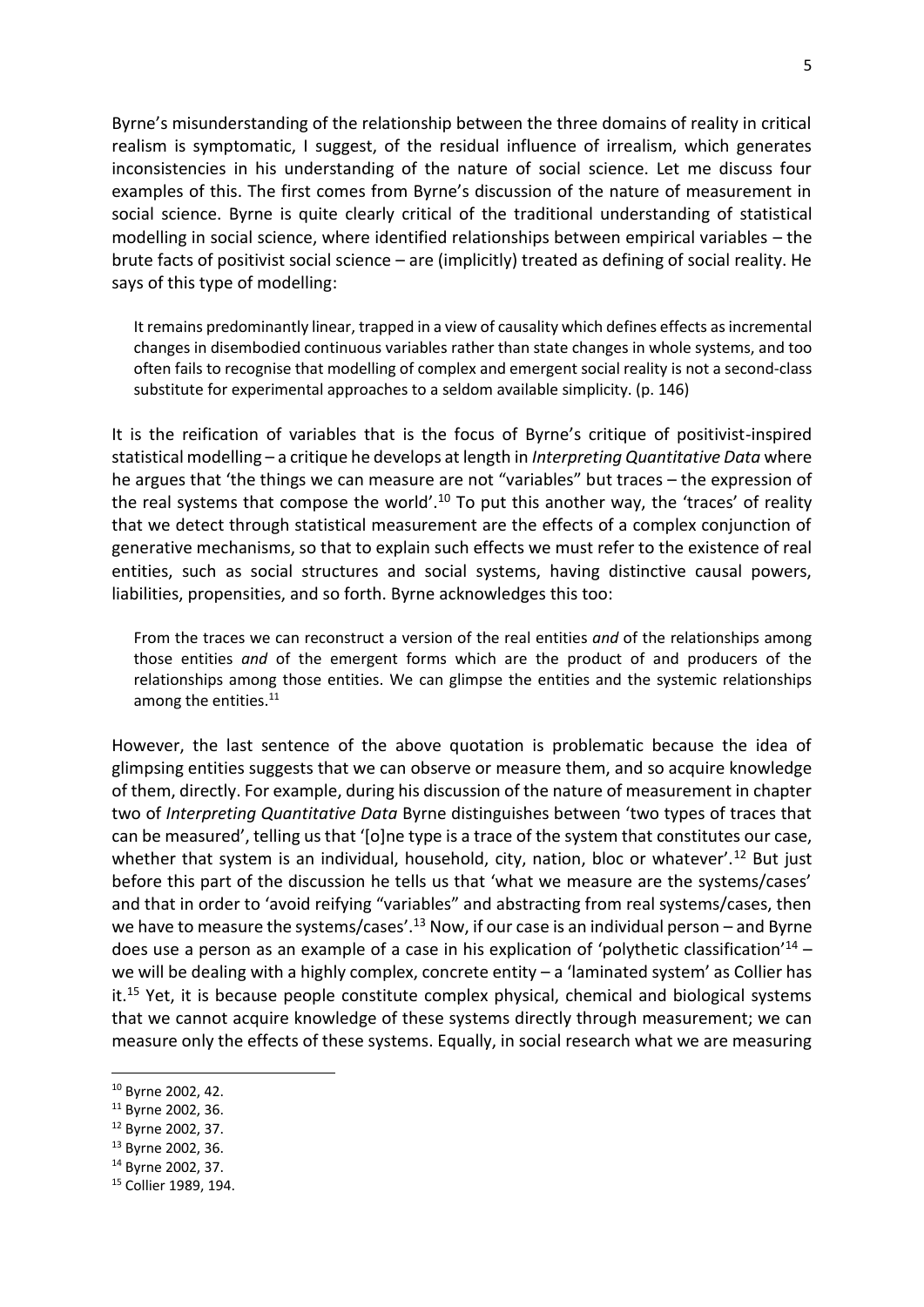Byrne's misunderstanding of the relationship between the three domains of reality in critical realism is symptomatic, I suggest, of the residual influence of irrealism, which generates inconsistencies in his understanding of the nature of social science. Let me discuss four examples of this. The first comes from Byrne's discussion of the nature of measurement in social science. Byrne is quite clearly critical of the traditional understanding of statistical modelling in social science, where identified relationships between empirical variables – the brute facts of positivist social science – are (implicitly) treated as defining of social reality. He says of this type of modelling:

> It remains predominantly linear, trapped in a view of causality which defines effects as incremental changes in disembodied continuous variables rather than state changes in whole systems, and too often fails to recognise that modelling of complex and emergent social reality is not a second-class substitute for experimental approaches to a seldom available simplicity. (p. 146)

It is the reification of variables that is the focus of Byrne's critique of positivist-inspired statistical modelling – a critique he develops at length in *Interpreting Quantitative Data* where he argues that 'the things we can measure are not "variables" but traces – the expression of the real systems that compose the world'.[10] To put this another way, the 'traces' of reality that we detect through statistical measurement are the effects of a complex conjunction of generative mechanisms, so that to explain such effects we must refer to the existence of real entities, such as social structures and social systems, having distinctive causal powers, liabilities, propensities, and so forth. Byrne acknowledges this too:

> From the traces we can reconstruct a version of the real entities *and* of the relationships among those entities *and* of the emergent forms which are the product of and producers of the relationships among those entities. We can glimpse the entities and the systemic relationships among the entities.[11]

However, the last sentence of the above quotation is problematic because the idea of glimpsing entities suggests that we can observe or measure them, and so acquire knowledge of them, directly. For example, during his discussion of the nature of measurement in chapter two of *Interpreting Quantitative Data* Byrne distinguishes between 'two types of traces that can be measured', telling us that '[o]ne type is a trace of the system that constitutes our case, whether that system is an individual, household, city, nation, bloc or whatever'.[12] But just before this part of the discussion he tells us that 'what we measure are the systems/cases' and that in order to 'avoid reifying "variables" and abstracting from real systems/cases, then we have to measure the systems/cases'.[13] Now, if our case is an individual person – and Byrne does use a person as an example of a case in his explication of 'polythetic classification'[14] – we will be dealing with a highly complex, concrete entity – a 'laminated system' as Collier has it.[15] Yet, it is because people constitute complex physical, chemical and biological systems that we cannot acquire knowledge of these systems directly through measurement; we can measure only the effects of these systems. Equally, in social research what we are measuring

---

[10] Byrne 2002, 42.

[11] Byrne 2002, 36.

[12] Byrne 2002, 37.

[13] Byrne 2002, 36.

[14] Byrne 2002, 37.

[15] Collier 1989, 194.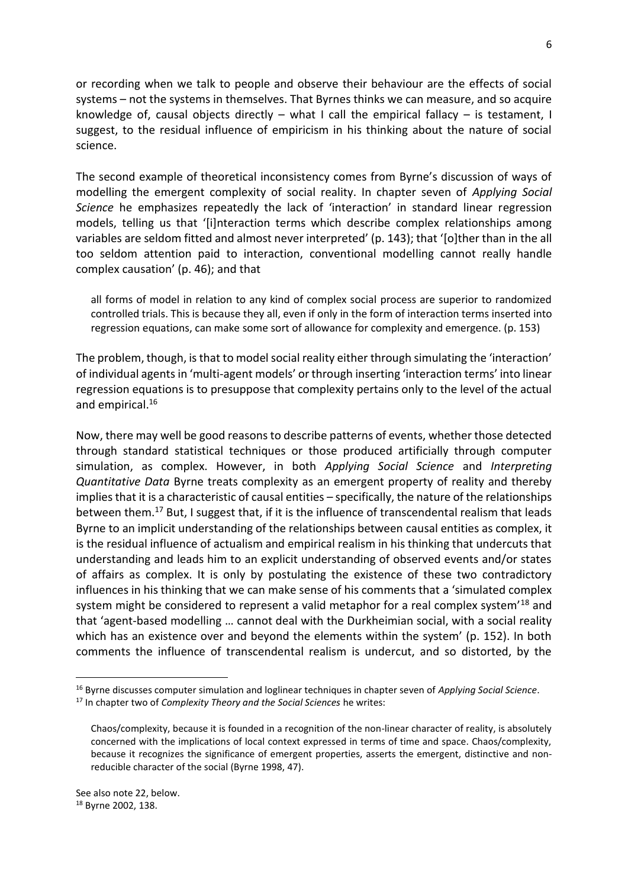or recording when we talk to people and observe their behaviour are the effects of social systems – not the systems in themselves. That Byrnes thinks we can measure, and so acquire knowledge of, causal objects directly – what I call the empirical fallacy – is testament, I suggest, to the residual influence of empiricism in his thinking about the nature of social science.

The second example of theoretical inconsistency comes from Byrne's discussion of ways of modelling the emergent complexity of social reality. In chapter seven of *Applying Social Science* he emphasizes repeatedly the lack of 'interaction' in standard linear regression models, telling us that '[i]nteraction terms which describe complex relationships among variables are seldom fitted and almost never interpreted' (p. 143); that '[o]ther than in the all too seldom attention paid to interaction, conventional modelling cannot really handle complex causation' (p. 46); and that

> all forms of model in relation to any kind of complex social process are superior to randomized controlled trials. This is because they all, even if only in the form of interaction terms inserted into regression equations, can make some sort of allowance for complexity and emergence. (p. 153)

The problem, though, is that to model social reality either through simulating the 'interaction' of individual agents in 'multi-agent models' or through inserting 'interaction terms' into linear regression equations is to presuppose that complexity pertains only to the level of the actual and empirical.[16]

Now, there may well be good reasons to describe patterns of events, whether those detected through standard statistical techniques or those produced artificially through computer simulation, as complex. However, in both *Applying Social Science* and *Interpreting Quantitative Data* Byrne treats complexity as an emergent property of reality and thereby implies that it is a characteristic of causal entities – specifically, the nature of the relationships between them.[17] But, I suggest that, if it is the influence of transcendental realism that leads Byrne to an implicit understanding of the relationships between causal entities as complex, it is the residual influence of actualism and empirical realism in his thinking that undercuts that understanding and leads him to an explicit understanding of observed events and/or states of affairs as complex. It is only by postulating the existence of these two contradictory influences in his thinking that we can make sense of his comments that a 'simulated complex system might be considered to represent a valid metaphor for a real complex system'[18] and that 'agent-based modelling … cannot deal with the Durkheimian social, with a social reality which has an existence over and beyond the elements within the system' (p. 152). In both comments the influence of transcendental realism is undercut, and so distorted, by the

---

[16] Byrne discusses computer simulation and loglinear techniques in chapter seven of *Applying Social Science*.

[17] In chapter two of *Complexity Theory and the Social Sciences* he writes:

> Chaos/complexity, because it is founded in a recognition of the non-linear character of reality, is absolutely concerned with the implications of local context expressed in terms of time and space. Chaos/complexity, because it recognizes the significance of emergent properties, asserts the emergent, distinctive and non-reducible character of the social (Byrne 1998, 47).

See also note 22, below.

[18] Byrne 2002, 138.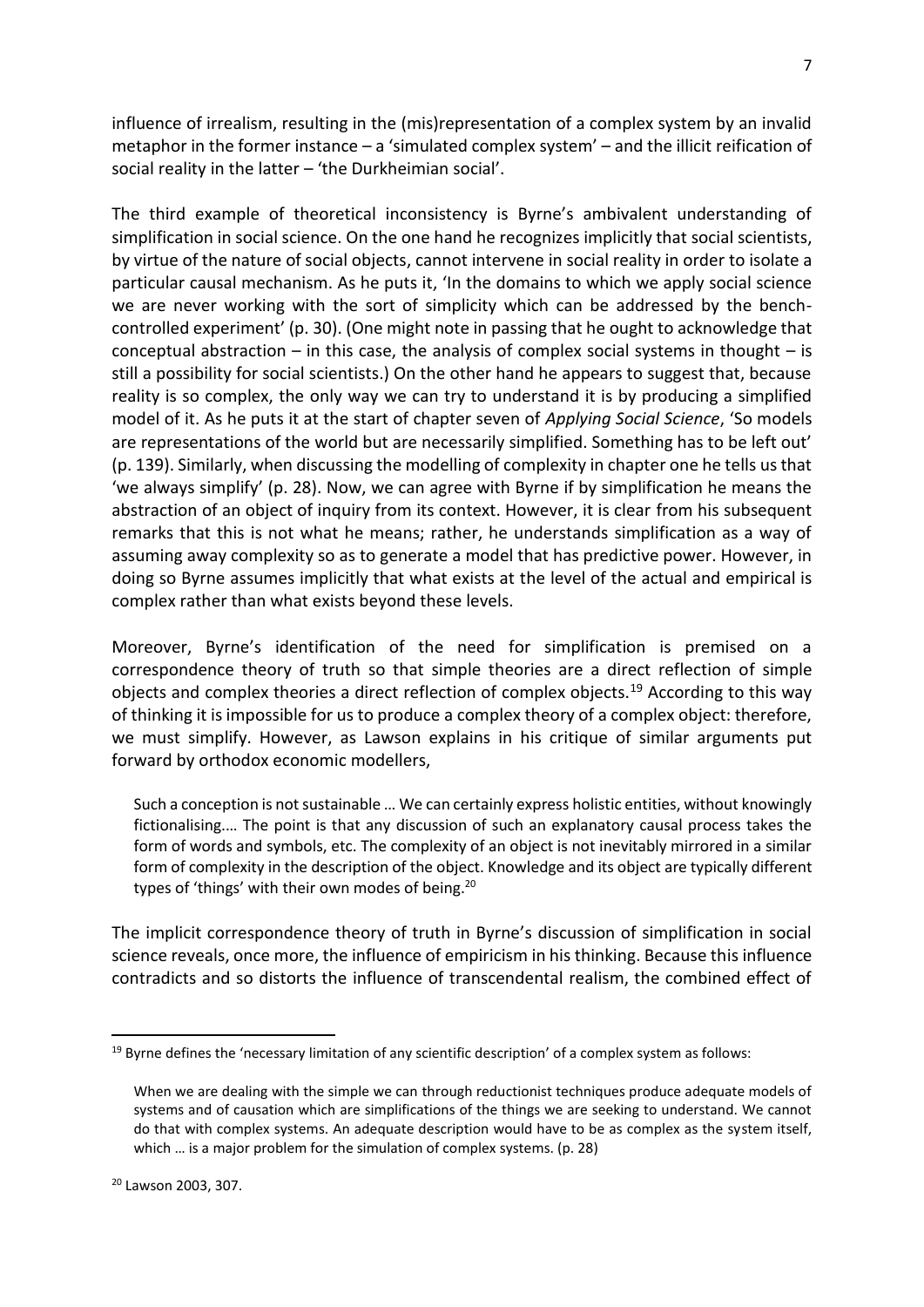influence of irrealism, resulting in the (mis)representation of a complex system by an invalid metaphor in the former instance – a 'simulated complex system' – and the illicit reification of social reality in the latter – 'the Durkheimian social'.

The third example of theoretical inconsistency is Byrne's ambivalent understanding of simplification in social science. On the one hand he recognizes implicitly that social scientists, by virtue of the nature of social objects, cannot intervene in social reality in order to isolate a particular causal mechanism. As he puts it, 'In the domains to which we apply social science we are never working with the sort of simplicity which can be addressed by the bench-controlled experiment' (p. 30). (One might note in passing that he ought to acknowledge that conceptual abstraction – in this case, the analysis of complex social systems in thought – is still a possibility for social scientists.) On the other hand he appears to suggest that, because reality is so complex, the only way we can try to understand it is by producing a simplified model of it. As he puts it at the start of chapter seven of *Applying Social Science*, 'So models are representations of the world but are necessarily simplified. Something has to be left out' (p. 139). Similarly, when discussing the modelling of complexity in chapter one he tells us that 'we always simplify' (p. 28). Now, we can agree with Byrne if by simplification he means the abstraction of an object of inquiry from its context. However, it is clear from his subsequent remarks that this is not what he means; rather, he understands simplification as a way of assuming away complexity so as to generate a model that has predictive power. However, in doing so Byrne assumes implicitly that what exists at the level of the actual and empirical is complex rather than what exists beyond these levels.

Moreover, Byrne's identification of the need for simplification is premised on a correspondence theory of truth so that simple theories are a direct reflection of simple objects and complex theories a direct reflection of complex objects.[19] According to this way of thinking it is impossible for us to produce a complex theory of a complex object: therefore, we must simplify. However, as Lawson explains in his critique of similar arguments put forward by orthodox economic modellers,

> Such a conception is not sustainable … We can certainly express holistic entities, without knowingly fictionalising.… The point is that any discussion of such an explanatory causal process takes the form of words and symbols, etc. The complexity of an object is not inevitably mirrored in a similar form of complexity in the description of the object. Knowledge and its object are typically different types of 'things' with their own modes of being.[20]

The implicit correspondence theory of truth in Byrne's discussion of simplification in social science reveals, once more, the influence of empiricism in his thinking. Because this influence contradicts and so distorts the influence of transcendental realism, the combined effect of

---

[19] Byrne defines the 'necessary limitation of any scientific description' of a complex system as follows:

> When we are dealing with the simple we can through reductionist techniques produce adequate models of systems and of causation which are simplifications of the things we are seeking to understand. We cannot do that with complex systems. An adequate description would have to be as complex as the system itself, which … is a major problem for the simulation of complex systems. (p. 28)

[20] Lawson 2003, 307.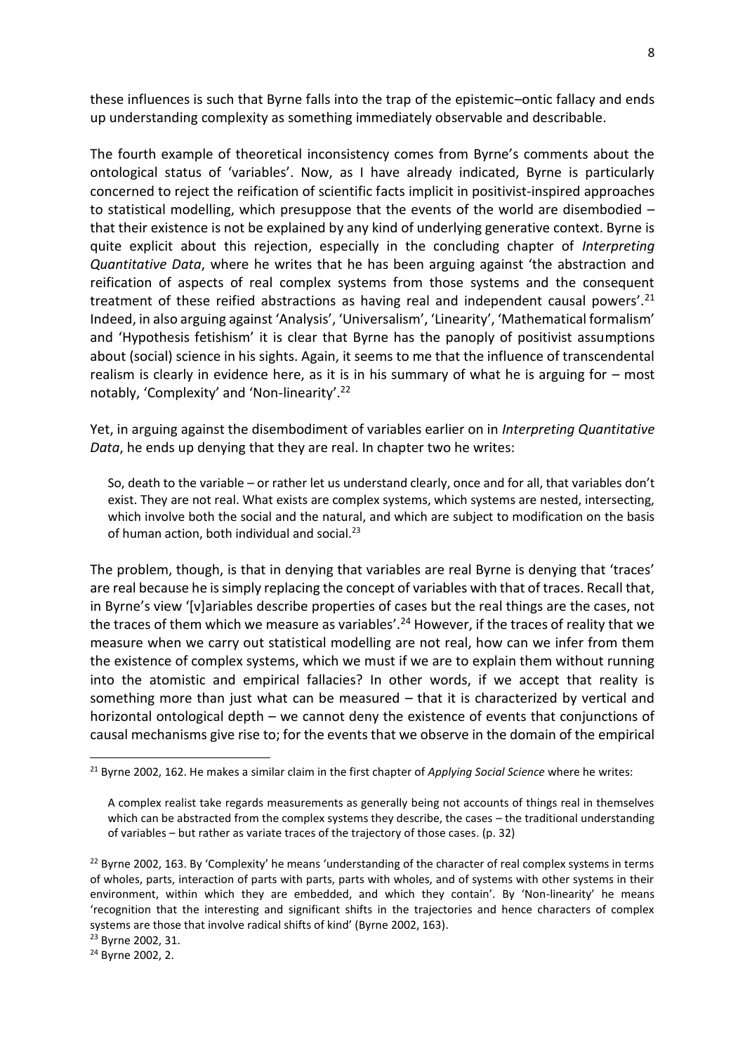these influences is such that Byrne falls into the trap of the epistemic–ontic fallacy and ends up understanding complexity as something immediately observable and describable.

The fourth example of theoretical inconsistency comes from Byrne's comments about the ontological status of 'variables'. Now, as I have already indicated, Byrne is particularly concerned to reject the reification of scientific facts implicit in positivist-inspired approaches to statistical modelling, which presuppose that the events of the world are disembodied – that their existence is not be explained by any kind of underlying generative context. Byrne is quite explicit about this rejection, especially in the concluding chapter of *Interpreting Quantitative Data*, where he writes that he has been arguing against 'the abstraction and reification of aspects of real complex systems from those systems and the consequent treatment of these reified abstractions as having real and independent causal powers'.[21] Indeed, in also arguing against 'Analysis', 'Universalism', 'Linearity', 'Mathematical formalism' and 'Hypothesis fetishism' it is clear that Byrne has the panoply of positivist assumptions about (social) science in his sights. Again, it seems to me that the influence of transcendental realism is clearly in evidence here, as it is in his summary of what he is arguing for – most notably, 'Complexity' and 'Non-linearity'.[22]

Yet, in arguing against the disembodiment of variables earlier on in *Interpreting Quantitative Data*, he ends up denying that they are real. In chapter two he writes:

> So, death to the variable – or rather let us understand clearly, once and for all, that variables don't exist. They are not real. What exists are complex systems, which systems are nested, intersecting, which involve both the social and the natural, and which are subject to modification on the basis of human action, both individual and social.[23]

The problem, though, is that in denying that variables are real Byrne is denying that 'traces' are real because he is simply replacing the concept of variables with that of traces. Recall that, in Byrne's view '[v]ariables describe properties of cases but the real things are the cases, not the traces of them which we measure as variables'.[24] However, if the traces of reality that we measure when we carry out statistical modelling are not real, how can we infer from them the existence of complex systems, which we must if we are to explain them without running into the atomistic and empirical fallacies? In other words, if we accept that reality is something more than just what can be measured – that it is characterized by vertical and horizontal ontological depth – we cannot deny the existence of events that conjunctions of causal mechanisms give rise to; for the events that we observe in the domain of the empirical

---

[21] Byrne 2002, 162. He makes a similar claim in the first chapter of *Applying Social Science* where he writes:

> A complex realist take regards measurements as generally being not accounts of things real in themselves which can be abstracted from the complex systems they describe, the cases – the traditional understanding of variables – but rather as variate traces of the trajectory of those cases. (p. 32)

[22] Byrne 2002, 163. By 'Complexity' he means 'understanding of the character of real complex systems in terms of wholes, parts, interaction of parts with parts, parts with wholes, and of systems with other systems in their environment, within which they are embedded, and which they contain'. By 'Non-linearity' he means 'recognition that the interesting and significant shifts in the trajectories and hence characters of complex systems are those that involve radical shifts of kind' (Byrne 2002, 163).

[23] Byrne 2002, 31.

[24] Byrne 2002, 2.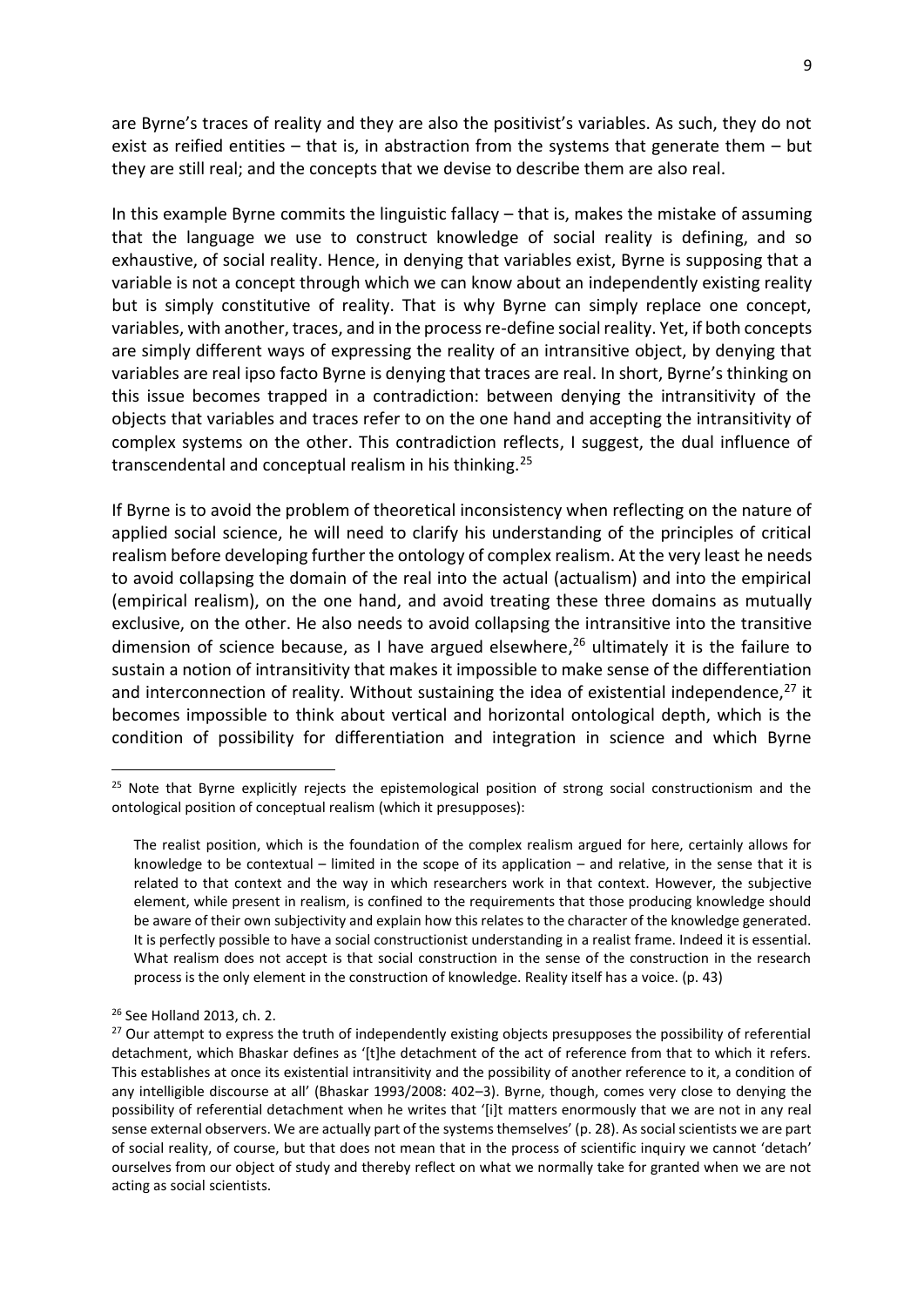are Byrne's traces of reality and they are also the positivist's variables. As such, they do not exist as reified entities – that is, in abstraction from the systems that generate them – but they are still real; and the concepts that we devise to describe them are also real.

In this example Byrne commits the linguistic fallacy – that is, makes the mistake of assuming that the language we use to construct knowledge of social reality is defining, and so exhaustive, of social reality. Hence, in denying that variables exist, Byrne is supposing that a variable is not a concept through which we can know about an independently existing reality but is simply constitutive of reality. That is why Byrne can simply replace one concept, variables, with another, traces, and in the process re-define social reality. Yet, if both concepts are simply different ways of expressing the reality of an intransitive object, by denying that variables are real ipso facto Byrne is denying that traces are real. In short, Byrne's thinking on this issue becomes trapped in a contradiction: between denying the intransitivity of the objects that variables and traces refer to on the one hand and accepting the intransitivity of complex systems on the other. This contradiction reflects, I suggest, the dual influence of transcendental and conceptual realism in his thinking.[25]

If Byrne is to avoid the problem of theoretical inconsistency when reflecting on the nature of applied social science, he will need to clarify his understanding of the principles of critical realism before developing further the ontology of complex realism. At the very least he needs to avoid collapsing the domain of the real into the actual (actualism) and into the empirical (empirical realism), on the one hand, and avoid treating these three domains as mutually exclusive, on the other. He also needs to avoid collapsing the intransitive into the transitive dimension of science because, as I have argued elsewhere,[26] ultimately it is the failure to sustain a notion of intransitivity that makes it impossible to make sense of the differentiation and interconnection of reality. Without sustaining the idea of existential independence,[27] it becomes impossible to think about vertical and horizontal ontological depth, which is the condition of possibility for differentiation and integration in science and which Byrne

---

[25] Note that Byrne explicitly rejects the epistemological position of strong social constructionism and the ontological position of conceptual realism (which it presupposes):

> The realist position, which is the foundation of the complex realism argued for here, certainly allows for knowledge to be contextual – limited in the scope of its application – and relative, in the sense that it is related to that context and the way in which researchers work in that context. However, the subjective element, while present in realism, is confined to the requirements that those producing knowledge should be aware of their own subjectivity and explain how this relates to the character of the knowledge generated. It is perfectly possible to have a social constructionist understanding in a realist frame. Indeed it is essential. What realism does not accept is that social construction in the sense of the construction in the research process is the only element in the construction of knowledge. Reality itself has a voice. (p. 43)

[26] See Holland 2013, ch. 2.

[27] Our attempt to express the truth of independently existing objects presupposes the possibility of referential detachment, which Bhaskar defines as '[t]he detachment of the act of reference from that to which it refers. This establishes at once its existential intransitivity and the possibility of another reference to it, a condition of any intelligible discourse at all' (Bhaskar 1993/2008: 402–3). Byrne, though, comes very close to denying the possibility of referential detachment when he writes that '[i]t matters enormously that we are not in any real sense external observers. We are actually part of the systems themselves' (p. 28). As social scientists we are part of social reality, of course, but that does not mean that in the process of scientific inquiry we cannot 'detach' ourselves from our object of study and thereby reflect on what we normally take for granted when we are not acting as social scientists.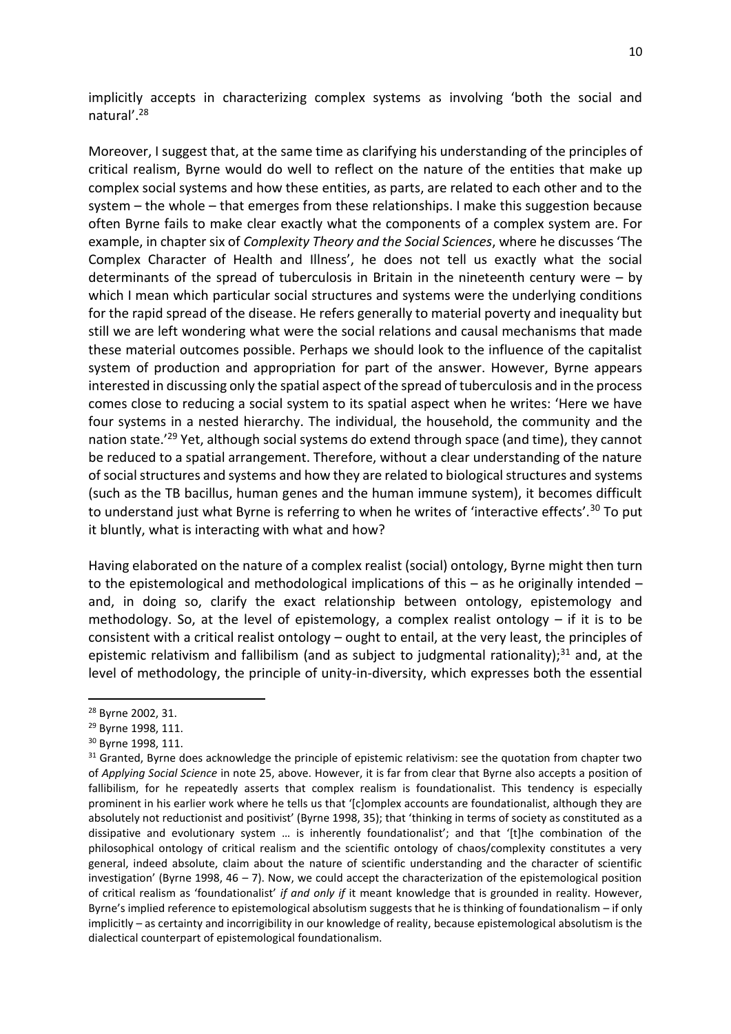implicitly accepts in characterizing complex systems as involving 'both the social and natural'.[28]

Moreover, I suggest that, at the same time as clarifying his understanding of the principles of critical realism, Byrne would do well to reflect on the nature of the entities that make up complex social systems and how these entities, as parts, are related to each other and to the system – the whole – that emerges from these relationships. I make this suggestion because often Byrne fails to make clear exactly what the components of a complex system are. For example, in chapter six of *Complexity Theory and the Social Sciences*, where he discusses 'The Complex Character of Health and Illness', he does not tell us exactly what the social determinants of the spread of tuberculosis in Britain in the nineteenth century were – by which I mean which particular social structures and systems were the underlying conditions for the rapid spread of the disease. He refers generally to material poverty and inequality but still we are left wondering what were the social relations and causal mechanisms that made these material outcomes possible. Perhaps we should look to the influence of the capitalist system of production and appropriation for part of the answer. However, Byrne appears interested in discussing only the spatial aspect of the spread of tuberculosis and in the process comes close to reducing a social system to its spatial aspect when he writes: 'Here we have four systems in a nested hierarchy. The individual, the household, the community and the nation state.'[29] Yet, although social systems do extend through space (and time), they cannot be reduced to a spatial arrangement. Therefore, without a clear understanding of the nature of social structures and systems and how they are related to biological structures and systems (such as the TB bacillus, human genes and the human immune system), it becomes difficult to understand just what Byrne is referring to when he writes of 'interactive effects'.[30] To put it bluntly, what is interacting with what and how?

Having elaborated on the nature of a complex realist (social) ontology, Byrne might then turn to the epistemological and methodological implications of this – as he originally intended – and, in doing so, clarify the exact relationship between ontology, epistemology and methodology. So, at the level of epistemology, a complex realist ontology – if it is to be consistent with a critical realist ontology – ought to entail, at the very least, the principles of epistemic relativism and fallibilism (and as subject to judgmental rationality);[31] and, at the level of methodology, the principle of unity-in-diversity, which expresses both the essential

---

[28] Byrne 2002, 31.

[29] Byrne 1998, 111.

[30] Byrne 1998, 111.

[31] Granted, Byrne does acknowledge the principle of epistemic relativism: see the quotation from chapter two of *Applying Social Science* in note 25, above. However, it is far from clear that Byrne also accepts a position of fallibilism, for he repeatedly asserts that complex realism is foundationalist. This tendency is especially prominent in his earlier work where he tells us that '[c]omplex accounts are foundationalist, although they are absolutely not reductionist and positivist' (Byrne 1998, 35); that 'thinking in terms of society as constituted as a dissipative and evolutionary system … is inherently foundationalist'; and that '[t]he combination of the philosophical ontology of critical realism and the scientific ontology of chaos/complexity constitutes a very general, indeed absolute, claim about the nature of scientific understanding and the character of scientific investigation' (Byrne 1998, 46 – 7). Now, we could accept the characterization of the epistemological position of critical realism as 'foundationalist' *if and only if* it meant knowledge that is grounded in reality. However, Byrne's implied reference to epistemological absolutism suggests that he is thinking of foundationalism – if only implicitly – as certainty and incorrigibility in our knowledge of reality, because epistemological absolutism is the dialectical counterpart of epistemological foundationalism.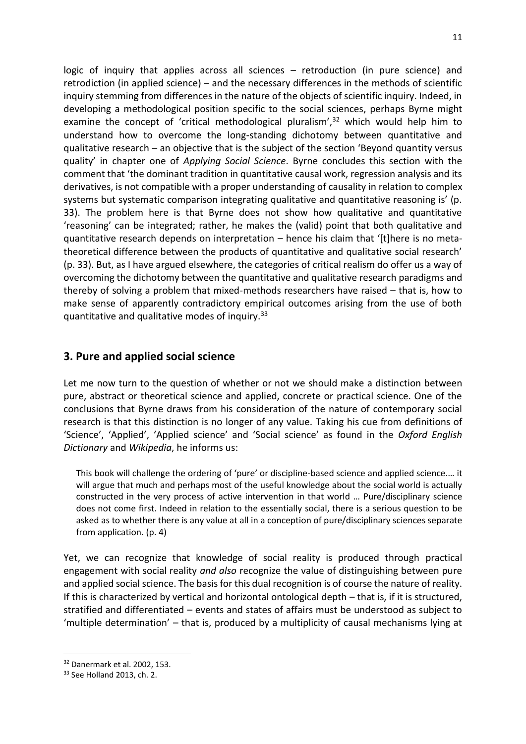logic of inquiry that applies across all sciences – retroduction (in pure science) and retrodiction (in applied science) – and the necessary differences in the methods of scientific inquiry stemming from differences in the nature of the objects of scientific inquiry. Indeed, in developing a methodological position specific to the social sciences, perhaps Byrne might examine the concept of 'critical methodological pluralism',[32] which would help him to understand how to overcome the long-standing dichotomy between quantitative and qualitative research – an objective that is the subject of the section 'Beyond quantity versus quality' in chapter one of *Applying Social Science*. Byrne concludes this section with the comment that 'the dominant tradition in quantitative causal work, regression analysis and its derivatives, is not compatible with a proper understanding of causality in relation to complex systems but systematic comparison integrating qualitative and quantitative reasoning is' (p. 33). The problem here is that Byrne does not show how qualitative and quantitative 'reasoning' can be integrated; rather, he makes the (valid) point that both qualitative and quantitative research depends on interpretation – hence his claim that '[t]here is no meta-theoretical difference between the products of quantitative and qualitative social research' (p. 33). But, as I have argued elsewhere, the categories of critical realism do offer us a way of overcoming the dichotomy between the quantitative and qualitative research paradigms and thereby of solving a problem that mixed-methods researchers have raised – that is, how to make sense of apparently contradictory empirical outcomes arising from the use of both quantitative and qualitative modes of inquiry.[33]

## 3. Pure and applied social science

Let me now turn to the question of whether or not we should make a distinction between pure, abstract or theoretical science and applied, concrete or practical science. One of the conclusions that Byrne draws from his consideration of the nature of contemporary social research is that this distinction is no longer of any value. Taking his cue from definitions of 'Science', 'Applied', 'Applied science' and 'Social science' as found in the *Oxford English Dictionary* and *Wikipedia*, he informs us:

> This book will challenge the ordering of 'pure' or discipline-based science and applied science.… it will argue that much and perhaps most of the useful knowledge about the social world is actually constructed in the very process of active intervention in that world … Pure/disciplinary science does not come first. Indeed in relation to the essentially social, there is a serious question to be asked as to whether there is any value at all in a conception of pure/disciplinary sciences separate from application. (p. 4)

Yet, we can recognize that knowledge of social reality is produced through practical engagement with social reality *and also* recognize the value of distinguishing between pure and applied social science. The basis for this dual recognition is of course the nature of reality. If this is characterized by vertical and horizontal ontological depth – that is, if it is structured, stratified and differentiated – events and states of affairs must be understood as subject to 'multiple determination' – that is, produced by a multiplicity of causal mechanisms lying at

---

[32] Danermark et al. 2002, 153.

[33] See Holland 2013, ch. 2.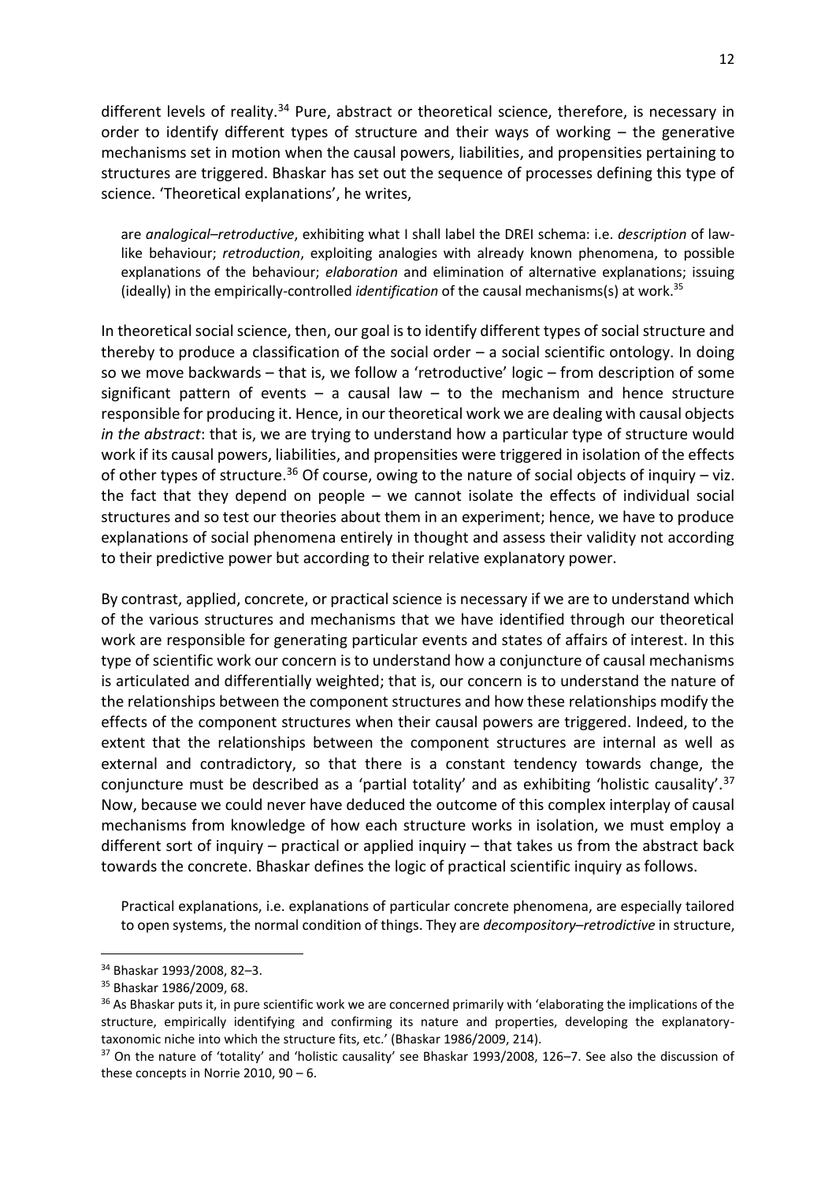different levels of reality.[34] Pure, abstract or theoretical science, therefore, is necessary in order to identify different types of structure and their ways of working – the generative mechanisms set in motion when the causal powers, liabilities, and propensities pertaining to structures are triggered. Bhaskar has set out the sequence of processes defining this type of science. 'Theoretical explanations', he writes,

> are *analogical–retroductive*, exhibiting what I shall label the DREI schema: i.e. *description* of law-like behaviour; *retroduction*, exploiting analogies with already known phenomena, to possible explanations of the behaviour; *elaboration* and elimination of alternative explanations; issuing (ideally) in the empirically-controlled *identification* of the causal mechanisms(s) at work.[35]

In theoretical social science, then, our goal is to identify different types of social structure and thereby to produce a classification of the social order – a social scientific ontology. In doing so we move backwards – that is, we follow a 'retroductive' logic – from description of some significant pattern of events – a causal law – to the mechanism and hence structure responsible for producing it. Hence, in our theoretical work we are dealing with causal objects *in the abstract*: that is, we are trying to understand how a particular type of structure would work if its causal powers, liabilities, and propensities were triggered in isolation of the effects of other types of structure.[36] Of course, owing to the nature of social objects of inquiry – viz. the fact that they depend on people – we cannot isolate the effects of individual social structures and so test our theories about them in an experiment; hence, we have to produce explanations of social phenomena entirely in thought and assess their validity not according to their predictive power but according to their relative explanatory power.

By contrast, applied, concrete, or practical science is necessary if we are to understand which of the various structures and mechanisms that we have identified through our theoretical work are responsible for generating particular events and states of affairs of interest. In this type of scientific work our concern is to understand how a conjuncture of causal mechanisms is articulated and differentially weighted; that is, our concern is to understand the nature of the relationships between the component structures and how these relationships modify the effects of the component structures when their causal powers are triggered. Indeed, to the extent that the relationships between the component structures are internal as well as external and contradictory, so that there is a constant tendency towards change, the conjuncture must be described as a 'partial totality' and as exhibiting 'holistic causality'.[37] Now, because we could never have deduced the outcome of this complex interplay of causal mechanisms from knowledge of how each structure works in isolation, we must employ a different sort of inquiry – practical or applied inquiry – that takes us from the abstract back towards the concrete. Bhaskar defines the logic of practical scientific inquiry as follows.

> Practical explanations, i.e. explanations of particular concrete phenomena, are especially tailored to open systems, the normal condition of things. They are *decompository–retrodictive* in structure,

---

[34] Bhaskar 1993/2008, 82–3.

[35] Bhaskar 1986/2009, 68.

[36] As Bhaskar puts it, in pure scientific work we are concerned primarily with 'elaborating the implications of the structure, empirically identifying and confirming its nature and properties, developing the explanatory-taxonomic niche into which the structure fits, etc.' (Bhaskar 1986/2009, 214).

[37] On the nature of 'totality' and 'holistic causality' see Bhaskar 1993/2008, 126–7. See also the discussion of these concepts in Norrie 2010, 90 – 6.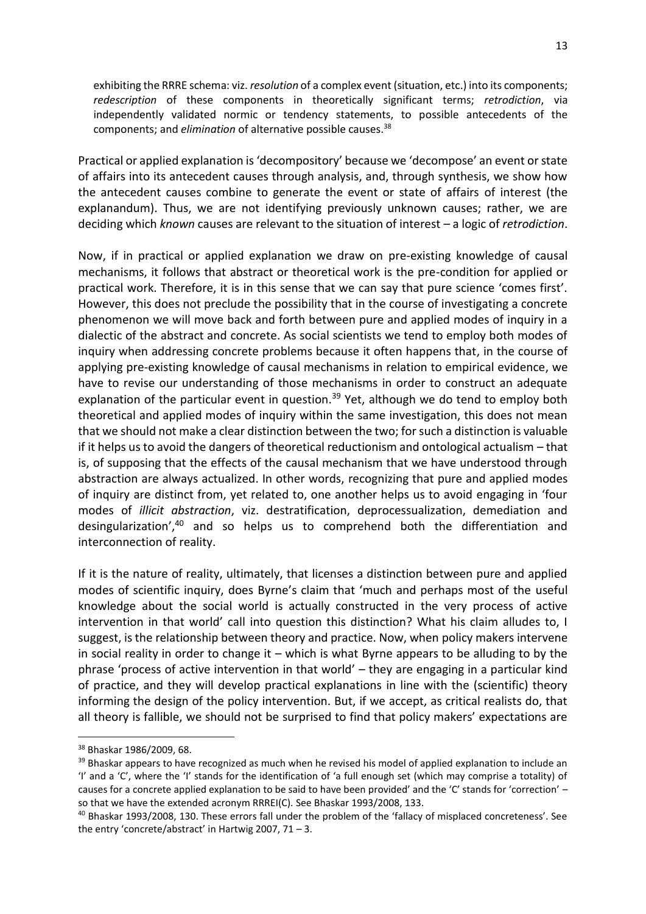exhibiting the RRRE schema: viz. *resolution* of a complex event (situation, etc.) into its components; *redescription* of these components in theoretically significant terms; *retrodiction*, via independently validated normic or tendency statements, to possible antecedents of the components; and *elimination* of alternative possible causes.[38]

Practical or applied explanation is 'decompository' because we 'decompose' an event or state of affairs into its antecedent causes through analysis, and, through synthesis, we show how the antecedent causes combine to generate the event or state of affairs of interest (the explanandum). Thus, we are not identifying previously unknown causes; rather, we are deciding which *known* causes are relevant to the situation of interest – a logic of *retrodiction*.

Now, if in practical or applied explanation we draw on pre-existing knowledge of causal mechanisms, it follows that abstract or theoretical work is the pre-condition for applied or practical work. Therefore, it is in this sense that we can say that pure science 'comes first'. However, this does not preclude the possibility that in the course of investigating a concrete phenomenon we will move back and forth between pure and applied modes of inquiry in a dialectic of the abstract and concrete. As social scientists we tend to employ both modes of inquiry when addressing concrete problems because it often happens that, in the course of applying pre-existing knowledge of causal mechanisms in relation to empirical evidence, we have to revise our understanding of those mechanisms in order to construct an adequate explanation of the particular event in question.[39] Yet, although we do tend to employ both theoretical and applied modes of inquiry within the same investigation, this does not mean that we should not make a clear distinction between the two; for such a distinction is valuable if it helps us to avoid the dangers of theoretical reductionism and ontological actualism – that is, of supposing that the effects of the causal mechanism that we have understood through abstraction are always actualized. In other words, recognizing that pure and applied modes of inquiry are distinct from, yet related to, one another helps us to avoid engaging in 'four modes of *illicit abstraction*, viz. destratification, deprocessualization, demediation and desingularization',[40] and so helps us to comprehend both the differentiation and interconnection of reality.

If it is the nature of reality, ultimately, that licenses a distinction between pure and applied modes of scientific inquiry, does Byrne's claim that 'much and perhaps most of the useful knowledge about the social world is actually constructed in the very process of active intervention in that world' call into question this distinction? What his claim alludes to, I suggest, is the relationship between theory and practice. Now, when policy makers intervene in social reality in order to change it – which is what Byrne appears to be alluding to by the phrase 'process of active intervention in that world' – they are engaging in a particular kind of practice, and they will develop practical explanations in line with the (scientific) theory informing the design of the policy intervention. But, if we accept, as critical realists do, that all theory is fallible, we should not be surprised to find that policy makers' expectations are

---

[38] Bhaskar 1986/2009, 68.

[39] Bhaskar appears to have recognized as much when he revised his model of applied explanation to include an 'I' and a 'C', where the 'I' stands for the identification of 'a full enough set (which may comprise a totality) of causes for a concrete applied explanation to be said to have been provided' and the 'C' stands for 'correction' – so that we have the extended acronym RRREI(C). See Bhaskar 1993/2008, 133.

[40] Bhaskar 1993/2008, 130. These errors fall under the problem of the 'fallacy of misplaced concreteness'. See the entry 'concrete/abstract' in Hartwig 2007, 71 – 3.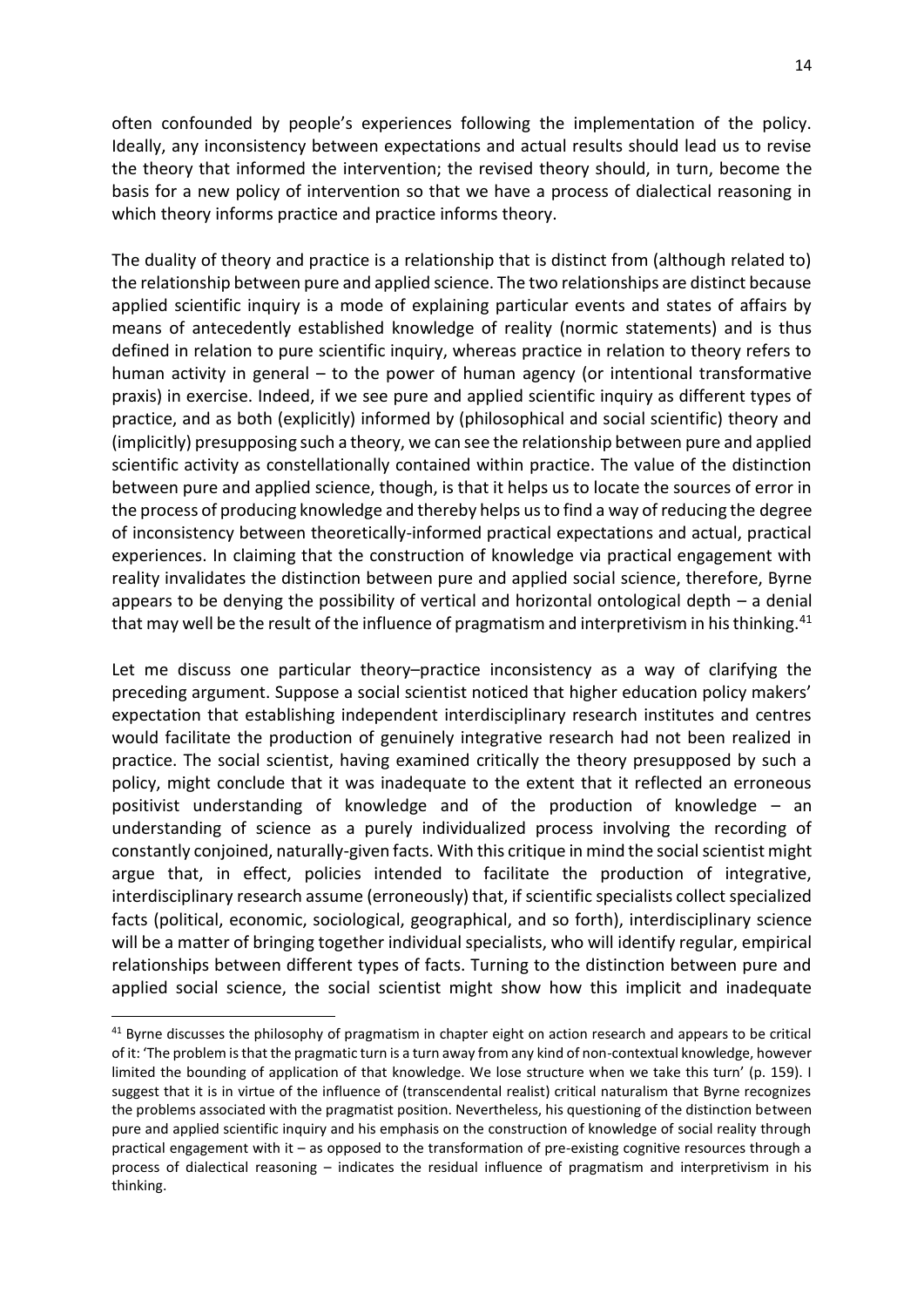often confounded by people's experiences following the implementation of the policy. Ideally, any inconsistency between expectations and actual results should lead us to revise the theory that informed the intervention; the revised theory should, in turn, become the basis for a new policy of intervention so that we have a process of dialectical reasoning in which theory informs practice and practice informs theory.

The duality of theory and practice is a relationship that is distinct from (although related to) the relationship between pure and applied science. The two relationships are distinct because applied scientific inquiry is a mode of explaining particular events and states of affairs by means of antecedently established knowledge of reality (normic statements) and is thus defined in relation to pure scientific inquiry, whereas practice in relation to theory refers to human activity in general – to the power of human agency (or intentional transformative praxis) in exercise. Indeed, if we see pure and applied scientific inquiry as different types of practice, and as both (explicitly) informed by (philosophical and social scientific) theory and (implicitly) presupposing such a theory, we can see the relationship between pure and applied scientific activity as constellationally contained within practice. The value of the distinction between pure and applied science, though, is that it helps us to locate the sources of error in the process of producing knowledge and thereby helps us to find a way of reducing the degree of inconsistency between theoretically-informed practical expectations and actual, practical experiences. In claiming that the construction of knowledge via practical engagement with reality invalidates the distinction between pure and applied social science, therefore, Byrne appears to be denying the possibility of vertical and horizontal ontological depth – a denial that may well be the result of the influence of pragmatism and interpretivism in his thinking.[41]

Let me discuss one particular theory–practice inconsistency as a way of clarifying the preceding argument. Suppose a social scientist noticed that higher education policy makers' expectation that establishing independent interdisciplinary research institutes and centres would facilitate the production of genuinely integrative research had not been realized in practice. The social scientist, having examined critically the theory presupposed by such a policy, might conclude that it was inadequate to the extent that it reflected an erroneous positivist understanding of knowledge and of the production of knowledge – an understanding of science as a purely individualized process involving the recording of constantly conjoined, naturally-given facts. With this critique in mind the social scientist might argue that, in effect, policies intended to facilitate the production of integrative, interdisciplinary research assume (erroneously) that, if scientific specialists collect specialized facts (political, economic, sociological, geographical, and so forth), interdisciplinary science will be a matter of bringing together individual specialists, who will identify regular, empirical relationships between different types of facts. Turning to the distinction between pure and applied social science, the social scientist might show how this implicit and inadequate

---

[41] Byrne discusses the philosophy of pragmatism in chapter eight on action research and appears to be critical of it: 'The problem is that the pragmatic turn is a turn away from any kind of non-contextual knowledge, however limited the bounding of application of that knowledge. We lose structure when we take this turn' (p. 159). I suggest that it is in virtue of the influence of (transcendental realist) critical naturalism that Byrne recognizes the problems associated with the pragmatist position. Nevertheless, his questioning of the distinction between pure and applied scientific inquiry and his emphasis on the construction of knowledge of social reality through practical engagement with it – as opposed to the transformation of pre-existing cognitive resources through a process of dialectical reasoning – indicates the residual influence of pragmatism and interpretivism in his thinking.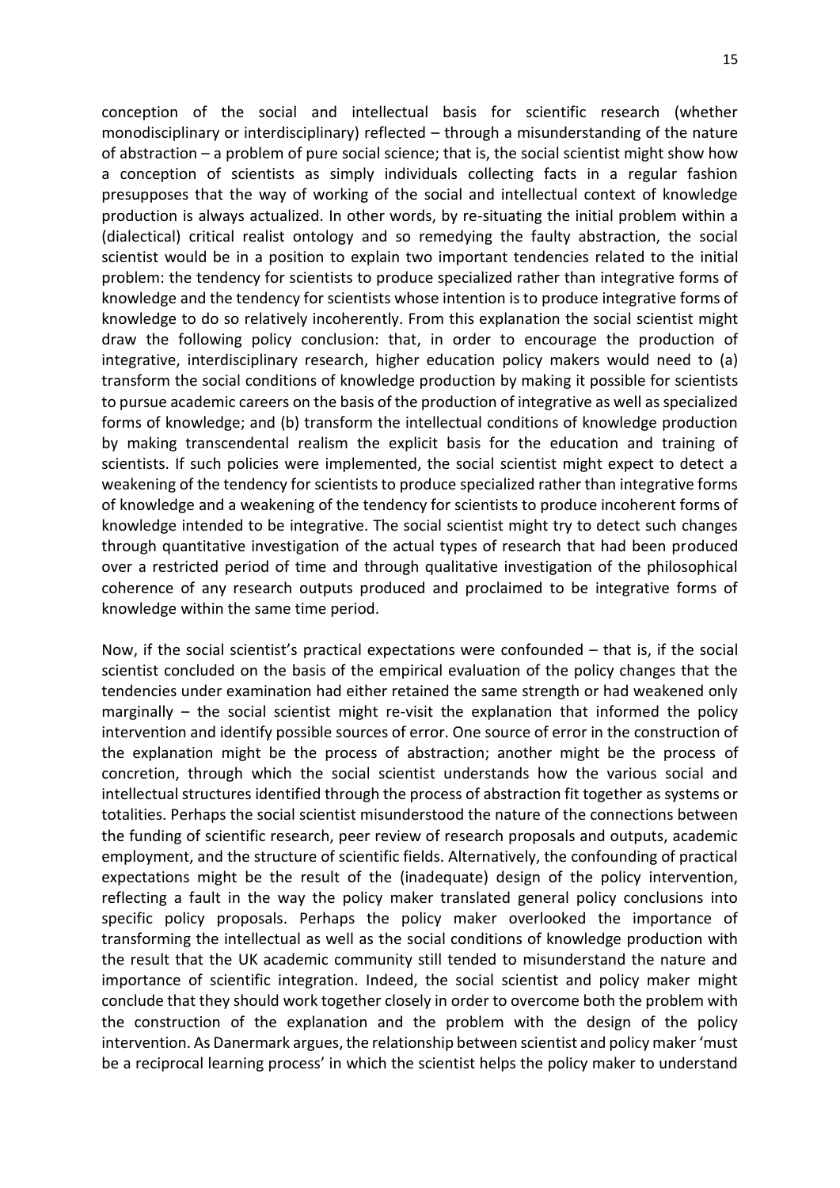conception of the social and intellectual basis for scientific research (whether monodisciplinary or interdisciplinary) reflected – through a misunderstanding of the nature of abstraction – a problem of pure social science; that is, the social scientist might show how a conception of scientists as simply individuals collecting facts in a regular fashion presupposes that the way of working of the social and intellectual context of knowledge production is always actualized. In other words, by re-situating the initial problem within a (dialectical) critical realist ontology and so remedying the faulty abstraction, the social scientist would be in a position to explain two important tendencies related to the initial problem: the tendency for scientists to produce specialized rather than integrative forms of knowledge and the tendency for scientists whose intention is to produce integrative forms of knowledge to do so relatively incoherently. From this explanation the social scientist might draw the following policy conclusion: that, in order to encourage the production of integrative, interdisciplinary research, higher education policy makers would need to (a) transform the social conditions of knowledge production by making it possible for scientists to pursue academic careers on the basis of the production of integrative as well as specialized forms of knowledge; and (b) transform the intellectual conditions of knowledge production by making transcendental realism the explicit basis for the education and training of scientists. If such policies were implemented, the social scientist might expect to detect a weakening of the tendency for scientists to produce specialized rather than integrative forms of knowledge and a weakening of the tendency for scientists to produce incoherent forms of knowledge intended to be integrative. The social scientist might try to detect such changes through quantitative investigation of the actual types of research that had been produced over a restricted period of time and through qualitative investigation of the philosophical coherence of any research outputs produced and proclaimed to be integrative forms of knowledge within the same time period.

Now, if the social scientist's practical expectations were confounded – that is, if the social scientist concluded on the basis of the empirical evaluation of the policy changes that the tendencies under examination had either retained the same strength or had weakened only marginally – the social scientist might re-visit the explanation that informed the policy intervention and identify possible sources of error. One source of error in the construction of the explanation might be the process of abstraction; another might be the process of concretion, through which the social scientist understands how the various social and intellectual structures identified through the process of abstraction fit together as systems or totalities. Perhaps the social scientist misunderstood the nature of the connections between the funding of scientific research, peer review of research proposals and outputs, academic employment, and the structure of scientific fields. Alternatively, the confounding of practical expectations might be the result of the (inadequate) design of the policy intervention, reflecting a fault in the way the policy maker translated general policy conclusions into specific policy proposals. Perhaps the policy maker overlooked the importance of transforming the intellectual as well as the social conditions of knowledge production with the result that the UK academic community still tended to misunderstand the nature and importance of scientific integration. Indeed, the social scientist and policy maker might conclude that they should work together closely in order to overcome both the problem with the construction of the explanation and the problem with the design of the policy intervention. As Danermark argues, the relationship between scientist and policy maker 'must be a reciprocal learning process' in which the scientist helps the policy maker to understand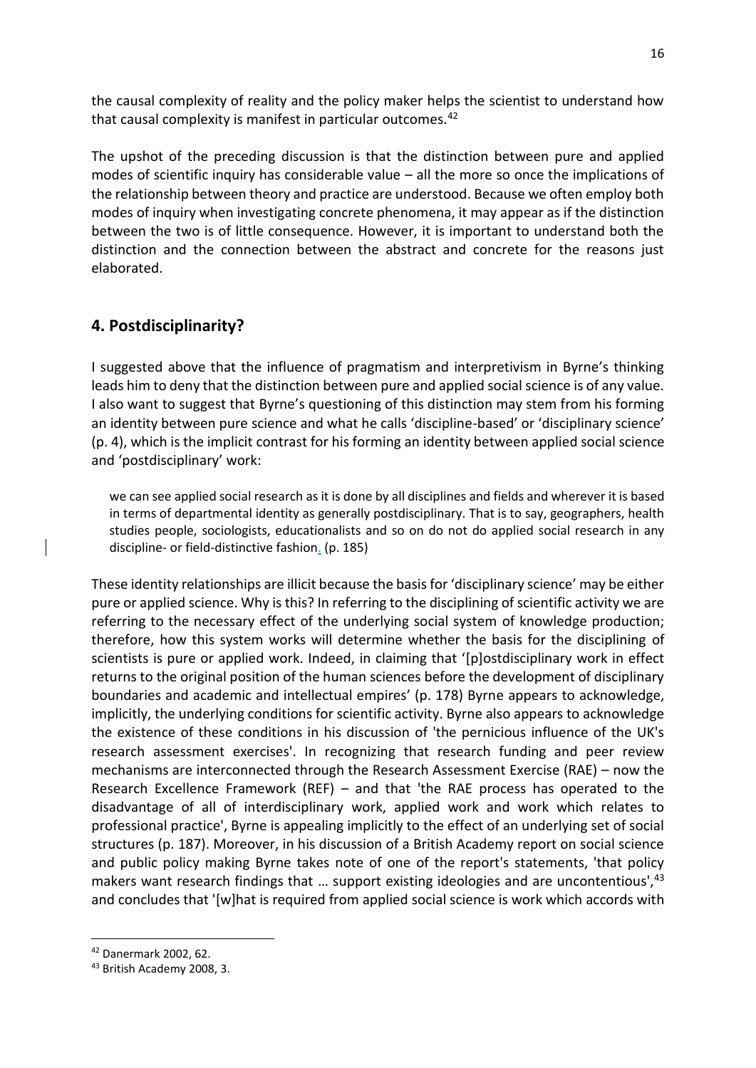the causal complexity of reality and the policy maker helps the scientist to understand how that causal complexity is manifest in particular outcomes.[42]

The upshot of the preceding discussion is that the distinction between pure and applied modes of scientific inquiry has considerable value – all the more so once the implications of the relationship between theory and practice are understood. Because we often employ both modes of inquiry when investigating concrete phenomena, it may appear as if the distinction between the two is of little consequence. However, it is important to understand both the distinction and the connection between the abstract and concrete for the reasons just elaborated.

## 4. Postdisciplinarity?

I suggested above that the influence of pragmatism and interpretivism in Byrne's thinking leads him to deny that the distinction between pure and applied social science is of any value. I also want to suggest that Byrne's questioning of this distinction may stem from his forming an identity between pure science and what he calls 'discipline-based' or 'disciplinary science' (p. 4), which is the implicit contrast for his forming an identity between applied social science and 'postdisciplinary' work:

> we can see applied social research as it is done by all disciplines and fields and wherever it is based in terms of departmental identity as generally postdisciplinary. That is to say, geographers, health studies people, sociologists, educationalists and so on do not do applied social research in any discipline- or field-distinctive fashion. (p. 185)

These identity relationships are illicit because the basis for 'disciplinary science' may be either pure or applied science. Why is this? In referring to the disciplining of scientific activity we are referring to the necessary effect of the underlying social system of knowledge production; therefore, how this system works will determine whether the basis for the disciplining of scientists is pure or applied work. Indeed, in claiming that '[p]ostdisciplinary work in effect returns to the original position of the human sciences before the development of disciplinary boundaries and academic and intellectual empires' (p. 178) Byrne appears to acknowledge, implicitly, the underlying conditions for scientific activity. Byrne also appears to acknowledge the existence of these conditions in his discussion of 'the pernicious influence of the UK's research assessment exercises'. In recognizing that research funding and peer review mechanisms are interconnected through the Research Assessment Exercise (RAE) – now the Research Excellence Framework (REF) – and that 'the RAE process has operated to the disadvantage of all of interdisciplinary work, applied work and work which relates to professional practice', Byrne is appealing implicitly to the effect of an underlying set of social structures (p. 187). Moreover, in his discussion of a British Academy report on social science and public policy making Byrne takes note of one of the report's statements, 'that policy makers want research findings that … support existing ideologies and are uncontentious',[43] and concludes that '[w]hat is required from applied social science is work which accords with

[42] Danermark 2002, 62.

[43] British Academy 2008, 3.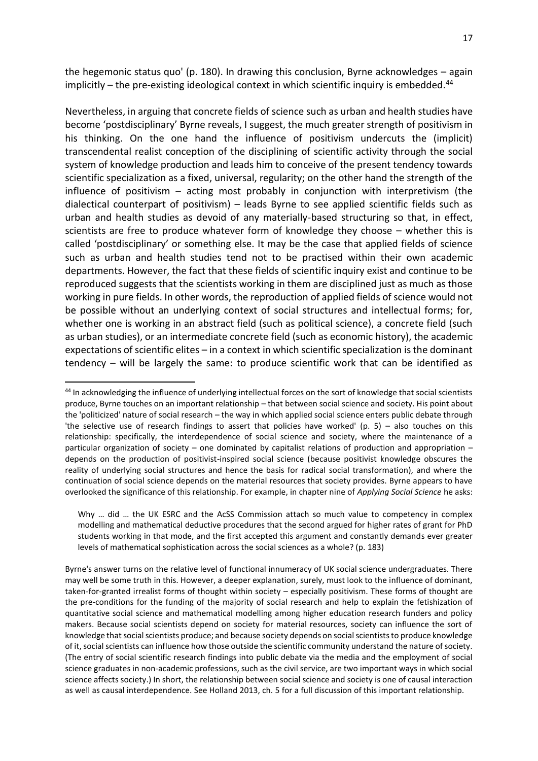the hegemonic status quo' (p. 180). In drawing this conclusion, Byrne acknowledges – again implicitly – the pre-existing ideological context in which scientific inquiry is embedded.[44]

Nevertheless, in arguing that concrete fields of science such as urban and health studies have become 'postdisciplinary' Byrne reveals, I suggest, the much greater strength of positivism in his thinking. On the one hand the influence of positivism undercuts the (implicit) transcendental realist conception of the disciplining of scientific activity through the social system of knowledge production and leads him to conceive of the present tendency towards scientific specialization as a fixed, universal, regularity; on the other hand the strength of the influence of positivism – acting most probably in conjunction with interpretivism (the dialectical counterpart of positivism) – leads Byrne to see applied scientific fields such as urban and health studies as devoid of any materially-based structuring so that, in effect, scientists are free to produce whatever form of knowledge they choose – whether this is called 'postdisciplinary' or something else. It may be the case that applied fields of science such as urban and health studies tend not to be practised within their own academic departments. However, the fact that these fields of scientific inquiry exist and continue to be reproduced suggests that the scientists working in them are disciplined just as much as those working in pure fields. In other words, the reproduction of applied fields of science would not be possible without an underlying context of social structures and intellectual forms; for, whether one is working in an abstract field (such as political science), a concrete field (such as urban studies), or an intermediate concrete field (such as economic history), the academic expectations of scientific elites – in a context in which scientific specialization is the dominant tendency – will be largely the same: to produce scientific work that can be identified as

---

[44] In acknowledging the influence of underlying intellectual forces on the sort of knowledge that social scientists produce, Byrne touches on an important relationship – that between social science and society. His point about the 'politicized' nature of social research – the way in which applied social science enters public debate through 'the selective use of research findings to assert that policies have worked' (p. 5) – also touches on this relationship: specifically, the interdependence of social science and society, where the maintenance of a particular organization of society – one dominated by capitalist relations of production and appropriation – depends on the production of positivist-inspired social science (because positivist knowledge obscures the reality of underlying social structures and hence the basis for radical social transformation), and where the continuation of social science depends on the material resources that society provides. Byrne appears to have overlooked the significance of this relationship. For example, in chapter nine of *Applying Social Science* he asks:

> Why … did … the UK ESRC and the AcSS Commission attach so much value to competency in complex modelling and mathematical deductive procedures that the second argued for higher rates of grant for PhD students working in that mode, and the first accepted this argument and constantly demands ever greater levels of mathematical sophistication across the social sciences as a whole? (p. 183)

Byrne's answer turns on the relative level of functional innumeracy of UK social science undergraduates. There may well be some truth in this. However, a deeper explanation, surely, must look to the influence of dominant, taken-for-granted irrealist forms of thought within society – especially positivism. These forms of thought are the pre-conditions for the funding of the majority of social research and help to explain the fetishization of quantitative social science and mathematical modelling among higher education research funders and policy makers. Because social scientists depend on society for material resources, society can influence the sort of knowledge that social scientists produce; and because society depends on social scientists to produce knowledge of it, social scientists can influence how those outside the scientific community understand the nature of society. (The entry of social scientific research findings into public debate via the media and the employment of social science graduates in non-academic professions, such as the civil service, are two important ways in which social science affects society.) In short, the relationship between social science and society is one of causal interaction as well as causal interdependence. See Holland 2013, ch. 5 for a full discussion of this important relationship.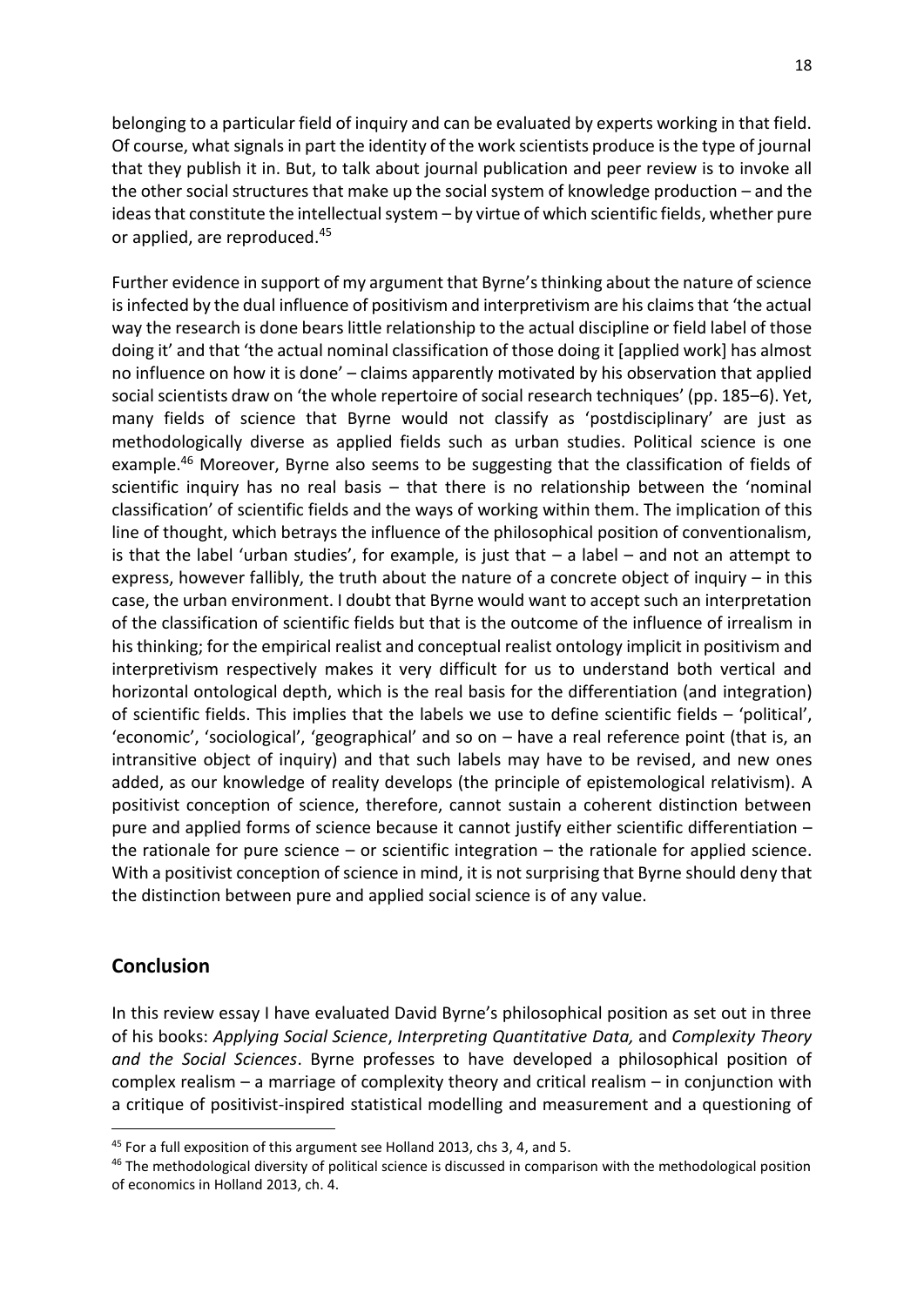belonging to a particular field of inquiry and can be evaluated by experts working in that field. Of course, what signals in part the identity of the work scientists produce is the type of journal that they publish it in. But, to talk about journal publication and peer review is to invoke all the other social structures that make up the social system of knowledge production – and the ideas that constitute the intellectual system – by virtue of which scientific fields, whether pure or applied, are reproduced.[45]

Further evidence in support of my argument that Byrne's thinking about the nature of science is infected by the dual influence of positivism and interpretivism are his claims that 'the actual way the research is done bears little relationship to the actual discipline or field label of those doing it' and that 'the actual nominal classification of those doing it [applied work] has almost no influence on how it is done' – claims apparently motivated by his observation that applied social scientists draw on 'the whole repertoire of social research techniques' (pp. 185–6). Yet, many fields of science that Byrne would not classify as 'postdisciplinary' are just as methodologically diverse as applied fields such as urban studies. Political science is one example.[46] Moreover, Byrne also seems to be suggesting that the classification of fields of scientific inquiry has no real basis – that there is no relationship between the 'nominal classification' of scientific fields and the ways of working within them. The implication of this line of thought, which betrays the influence of the philosophical position of conventionalism, is that the label 'urban studies', for example, is just that – a label – and not an attempt to express, however fallibly, the truth about the nature of a concrete object of inquiry – in this case, the urban environment. I doubt that Byrne would want to accept such an interpretation of the classification of scientific fields but that is the outcome of the influence of irrealism in his thinking; for the empirical realist and conceptual realist ontology implicit in positivism and interpretivism respectively makes it very difficult for us to understand both vertical and horizontal ontological depth, which is the real basis for the differentiation (and integration) of scientific fields. This implies that the labels we use to define scientific fields – 'political', 'economic', 'sociological', 'geographical' and so on – have a real reference point (that is, an intransitive object of inquiry) and that such labels may have to be revised, and new ones added, as our knowledge of reality develops (the principle of epistemological relativism). A positivist conception of science, therefore, cannot sustain a coherent distinction between pure and applied forms of science because it cannot justify either scientific differentiation – the rationale for pure science – or scientific integration – the rationale for applied science. With a positivist conception of science in mind, it is not surprising that Byrne should deny that the distinction between pure and applied social science is of any value.

## Conclusion

In this review essay I have evaluated David Byrne's philosophical position as set out in three of his books: *Applying Social Science*, *Interpreting Quantitative Data,* and *Complexity Theory and the Social Sciences*. Byrne professes to have developed a philosophical position of complex realism – a marriage of complexity theory and critical realism – in conjunction with a critique of positivist-inspired statistical modelling and measurement and a questioning of

---

[45] For a full exposition of this argument see Holland 2013, chs 3, 4, and 5.

[46] The methodological diversity of political science is discussed in comparison with the methodological position of economics in Holland 2013, ch. 4.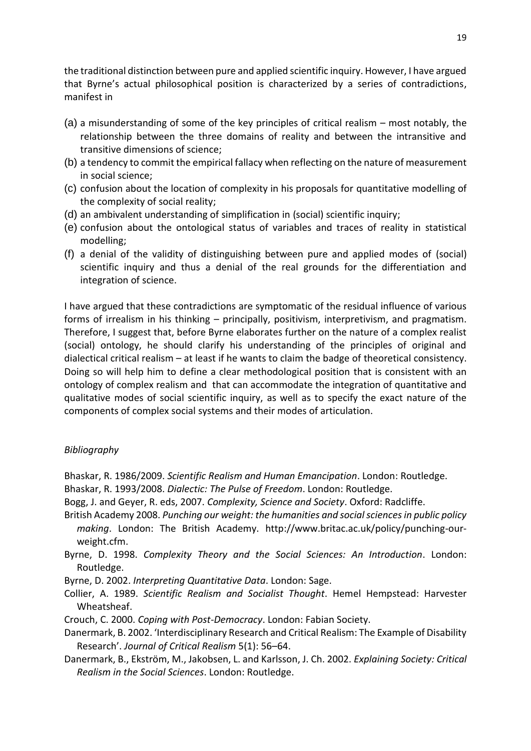the traditional distinction between pure and applied scientific inquiry. However, I have argued that Byrne's actual philosophical position is characterized by a series of contradictions, manifest in

(a) a misunderstanding of some of the key principles of critical realism – most notably, the relationship between the three domains of reality and between the intransitive and transitive dimensions of science;
(b) a tendency to commit the empirical fallacy when reflecting on the nature of measurement in social science;
(c) confusion about the location of complexity in his proposals for quantitative modelling of the complexity of social reality;
(d) an ambivalent understanding of simplification in (social) scientific inquiry;
(e) confusion about the ontological status of variables and traces of reality in statistical modelling;
(f) a denial of the validity of distinguishing between pure and applied modes of (social) scientific inquiry and thus a denial of the real grounds for the differentiation and integration of science.

I have argued that these contradictions are symptomatic of the residual influence of various forms of irrealism in his thinking – principally, positivism, interpretivism, and pragmatism. Therefore, I suggest that, before Byrne elaborates further on the nature of a complex realist (social) ontology, he should clarify his understanding of the principles of original and dialectical critical realism – at least if he wants to claim the badge of theoretical consistency. Doing so will help him to define a clear methodological position that is consistent with an ontology of complex realism and that can accommodate the integration of quantitative and qualitative modes of social scientific inquiry, as well as to specify the exact nature of the components of complex social systems and their modes of articulation.

*Bibliography*

Bhaskar, R. 1986/2009. *Scientific Realism and Human Emancipation*. London: Routledge.

Bhaskar, R. 1993/2008. *Dialectic: The Pulse of Freedom*. London: Routledge.

Bogg, J. and Geyer, R. eds, 2007. *Complexity, Science and Society*. Oxford: Radcliffe.

British Academy 2008. *Punching our weight: the humanities and social sciences in public policy making*. London: The British Academy. http://www.britac.ac.uk/policy/punching-our-weight.cfm.

Byrne, D. 1998. *Complexity Theory and the Social Sciences: An Introduction*. London: Routledge.

Byrne, D. 2002. *Interpreting Quantitative Data*. London: Sage.

Collier, A. 1989. *Scientific Realism and Socialist Thought*. Hemel Hempstead: Harvester Wheatsheaf.

Crouch, C. 2000. *Coping with Post-Democracy*. London: Fabian Society.

Danermark, B. 2002. 'Interdisciplinary Research and Critical Realism: The Example of Disability Research'. *Journal of Critical Realism* 5(1): 56–64.

Danermark, B., Ekström, M., Jakobsen, L. and Karlsson, J. Ch. 2002. *Explaining Society: Critical Realism in the Social Sciences*. London: Routledge.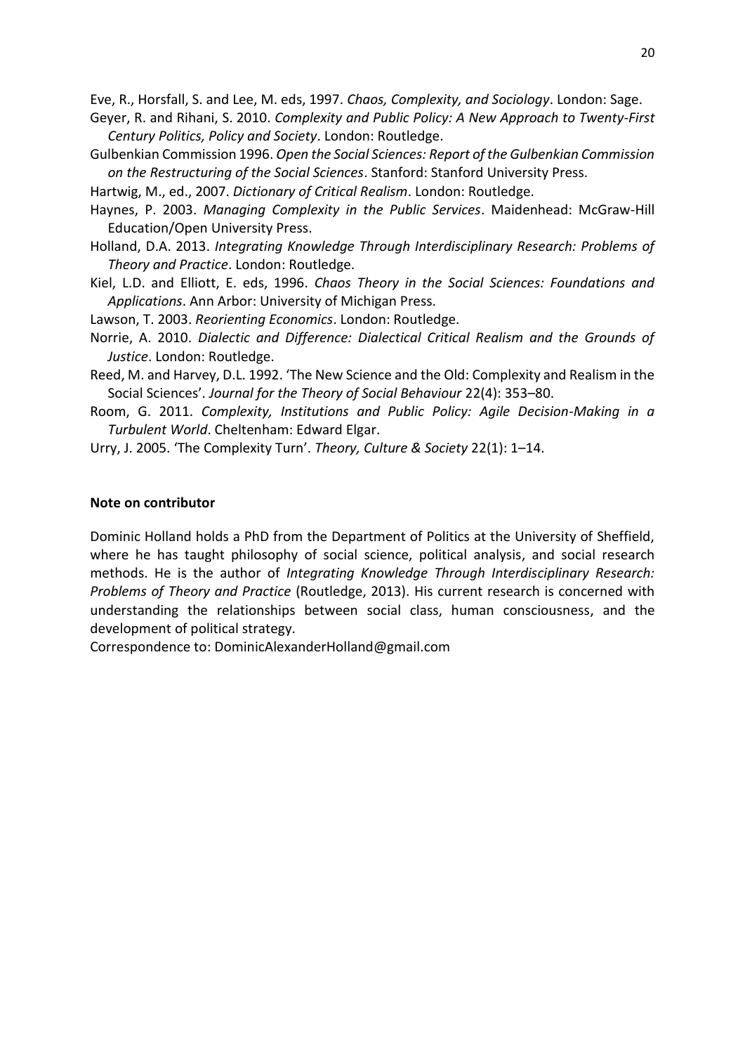Eve, R., Horsfall, S. and Lee, M. eds, 1997. *Chaos, Complexity, and Sociology*. London: Sage.

Geyer, R. and Rihani, S. 2010. *Complexity and Public Policy: A New Approach to Twenty-First Century Politics, Policy and Society*. London: Routledge.

Gulbenkian Commission 1996. *Open the Social Sciences: Report of the Gulbenkian Commission on the Restructuring of the Social Sciences*. Stanford: Stanford University Press.

Hartwig, M., ed., 2007. *Dictionary of Critical Realism*. London: Routledge.

Haynes, P. 2003. *Managing Complexity in the Public Services*. Maidenhead: McGraw-Hill Education/Open University Press.

Holland, D.A. 2013. *Integrating Knowledge Through Interdisciplinary Research: Problems of Theory and Practice*. London: Routledge.

Kiel, L.D. and Elliott, E. eds, 1996. *Chaos Theory in the Social Sciences: Foundations and Applications*. Ann Arbor: University of Michigan Press.

Lawson, T. 2003. *Reorienting Economics*. London: Routledge.

Norrie, A. 2010. *Dialectic and Difference: Dialectical Critical Realism and the Grounds of Justice*. London: Routledge.

Reed, M. and Harvey, D.L. 1992. 'The New Science and the Old: Complexity and Realism in the Social Sciences'. *Journal for the Theory of Social Behaviour* 22(4): 353–80.

Room, G. 2011. *Complexity, Institutions and Public Policy: Agile Decision-Making in a Turbulent World*. Cheltenham: Edward Elgar.

Urry, J. 2005. 'The Complexity Turn'. *Theory, Culture & Society* 22(1): 1–14.

**Note on contributor**

Dominic Holland holds a PhD from the Department of Politics at the University of Sheffield, where he has taught philosophy of social science, political analysis, and social research methods. He is the author of *Integrating Knowledge Through Interdisciplinary Research: Problems of Theory and Practice* (Routledge, 2013). His current research is concerned with understanding the relationships between social class, human consciousness, and the development of political strategy.

Correspondence to: DominicAlexanderHolland@gmail.com